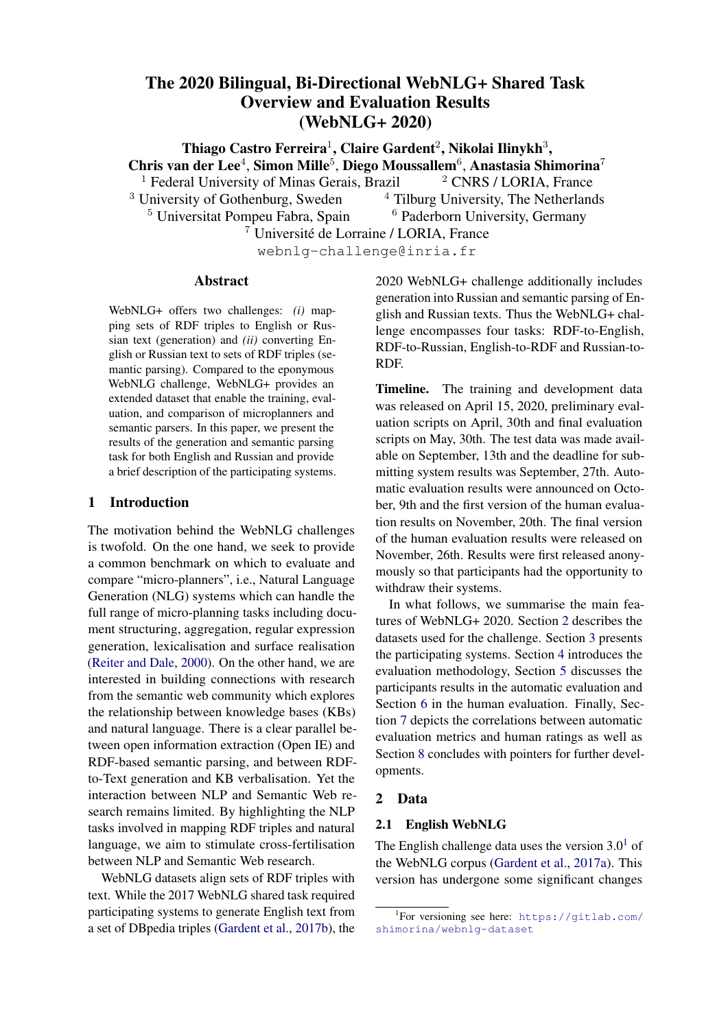# The 2020 Bilingual, Bi-Directional WebNLG+ Shared Task Overview and Evaluation Results (WebNLG+ 2020)

**Thiago Castro Ferreira**[1], **Claire Gardent**[2], **Nikolai Ilinykh**[3], **Chris van der Lee**[4], **Simon Mille**[5], **Diego Moussallem**[6], **Anastasia Shimorina**[7]

[1] Federal University of Minas Gerais, Brazil [2] CNRS / LORIA, France
[3] University of Gothenburg, Sweden [4] Tilburg University, The Netherlands
[5] Universitat Pompeu Fabra, Spain [6] Paderborn University, Germany
[7] Université de Lorraine / LORIA, France

webnlg-challenge@inria.fr

## Abstract

WebNLG+ offers two challenges: *(i)* mapping sets of RDF triples to English or Russian text (generation) and *(ii)* converting English or Russian text to sets of RDF triples (semantic parsing). Compared to the eponymous WebNLG challenge, WebNLG+ provides an extended dataset that enable the training, evaluation, and comparison of microplanners and semantic parsers. In this paper, we present the results of the generation and semantic parsing task for both English and Russian and provide a brief description of the participating systems.

## 1 Introduction

The motivation behind the WebNLG challenges is twofold. On the one hand, we seek to provide a common benchmark on which to evaluate and compare "micro-planners", i.e., Natural Language Generation (NLG) systems which can handle the full range of micro-planning tasks including document structuring, aggregation, regular expression generation, lexicalisation and surface realisation (Reiter and Dale, 2000). On the other hand, we are interested in building connections with research from the semantic web community which explores the relationship between knowledge bases (KBs) and natural language. There is a clear parallel between open information extraction (Open IE) and RDF-based semantic parsing, and between RDF-to-Text generation and KB verbalisation. Yet the interaction between NLP and Semantic Web research remains limited. By highlighting the NLP tasks involved in mapping RDF triples and natural language, we aim to stimulate cross-fertilisation between NLP and Semantic Web research.

WebNLG datasets align sets of RDF triples with text. While the 2017 WebNLG shared task required participating systems to generate English text from a set of DBpedia triples (Gardent et al., 2017b), the 2020 WebNLG+ challenge additionally includes generation into Russian and semantic parsing of English and Russian texts. Thus the WebNLG+ challenge encompasses four tasks: RDF-to-English, RDF-to-Russian, English-to-RDF and Russian-to-RDF.

**Timeline.** The training and development data was released on April 15, 2020, preliminary evaluation scripts on April, 30th and final evaluation scripts on May, 30th. The test data was made available on September, 13th and the deadline for submitting system results was September, 27th. Automatic evaluation results were announced on October, 9th and the first version of the human evaluation results on November, 20th. The final version of the human evaluation results were released on November, 26th. Results were first released anonymously so that participants had the opportunity to withdraw their systems.

In what follows, we summarise the main features of WebNLG+ 2020. Section 2 describes the datasets used for the challenge. Section 3 presents the participating systems. Section 4 introduces the evaluation methodology, Section 5 discusses the participants results in the automatic evaluation and Section 6 in the human evaluation. Finally, Section 7 depicts the correlations between automatic evaluation metrics and human ratings as well as Section 8 concludes with pointers for further developments.

## 2 Data

### 2.1 English WebNLG

The English challenge data uses the version 3.0[1] of the WebNLG corpus (Gardent et al., 2017a). This version has undergone some significant changes

[1] For versioning see here: https://gitlab.com/shimorina/webnlg-dataset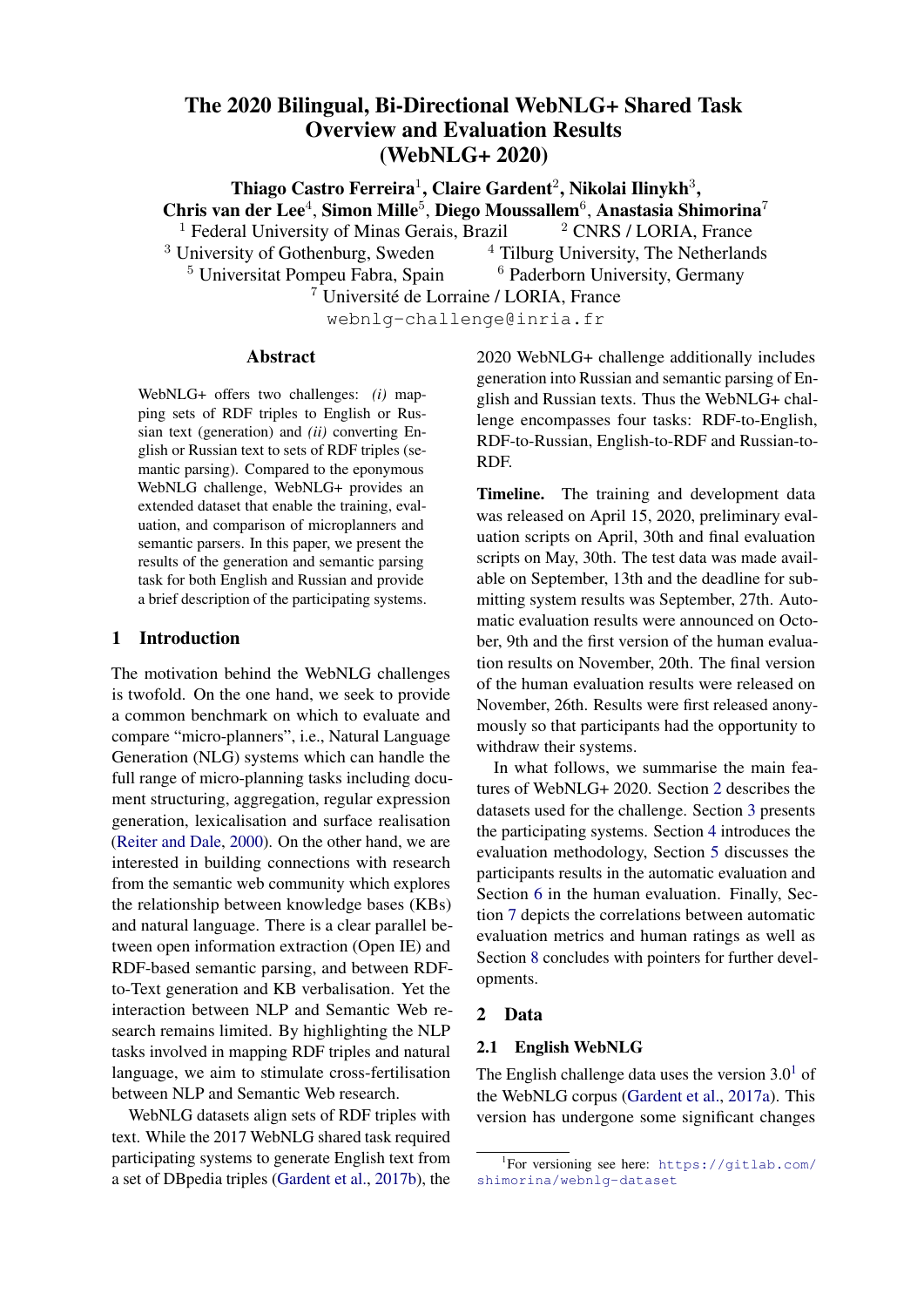# The 2020 Bilingual, Bi-Directional WebNLG+ Shared Task Overview and Evaluation Results (WebNLG+ 2020)

**Thiago Castro Ferreira**[1], **Claire Gardent**[2], **Nikolai Ilinykh**[3], **Chris van der Lee**[4], **Simon Mille**[5], **Diego Moussallem**[6], **Anastasia Shimorina**[7]

[1] Federal University of Minas Gerais, Brazil [2] CNRS / LORIA, France
[3] University of Gothenburg, Sweden [4] Tilburg University, The Netherlands
[5] Universitat Pompeu Fabra, Spain [6] Paderborn University, Germany
[7] Université de Lorraine / LORIA, France

webnlg-challenge@inria.fr

## Abstract

WebNLG+ offers two challenges: *(i)* mapping sets of RDF triples to English or Russian text (generation) and *(ii)* converting English or Russian text to sets of RDF triples (semantic parsing). Compared to the eponymous WebNLG challenge, WebNLG+ provides an extended dataset that enable the training, evaluation, and comparison of microplanners and semantic parsers. In this paper, we present the results of the generation and semantic parsing task for both English and Russian and provide a brief description of the participating systems.

## 1 Introduction

The motivation behind the WebNLG challenges is twofold. On the one hand, we seek to provide a common benchmark on which to evaluate and compare "micro-planners", i.e., Natural Language Generation (NLG) systems which can handle the full range of micro-planning tasks including document structuring, aggregation, regular expression generation, lexicalisation and surface realisation (Reiter and Dale, 2000). On the other hand, we are interested in building connections with research from the semantic web community which explores the relationship between knowledge bases (KBs) and natural language. There is a clear parallel between open information extraction (Open IE) and RDF-based semantic parsing, and between RDF-to-Text generation and KB verbalisation. Yet the interaction between NLP and Semantic Web research remains limited. By highlighting the NLP tasks involved in mapping RDF triples and natural language, we aim to stimulate cross-fertilisation between NLP and Semantic Web research.

WebNLG datasets align sets of RDF triples with text. While the 2017 WebNLG shared task required participating systems to generate English text from a set of DBpedia triples (Gardent et al., 2017b), the 2020 WebNLG+ challenge additionally includes generation into Russian and semantic parsing of English and Russian texts. Thus the WebNLG+ challenge encompasses four tasks: RDF-to-English, RDF-to-Russian, English-to-RDF and Russian-to-RDF.

**Timeline.** The training and development data was released on April 15, 2020, preliminary evaluation scripts on April, 30th and final evaluation scripts on May, 30th. The test data was made available on September, 13th and the deadline for submitting system results was September, 27th. Automatic evaluation results were announced on October, 9th and the first version of the human evaluation results on November, 20th. The final version of the human evaluation results were released on November, 26th. Results were first released anonymously so that participants had the opportunity to withdraw their systems.

In what follows, we summarise the main features of WebNLG+ 2020. Section 2 describes the datasets used for the challenge. Section 3 presents the participating systems. Section 4 introduces the evaluation methodology, Section 5 discusses the participants results in the automatic evaluation and Section 6 in the human evaluation. Finally, Section 7 depicts the correlations between automatic evaluation metrics and human ratings as well as Section 8 concludes with pointers for further developments.

## 2 Data

### 2.1 English WebNLG

The English challenge data uses the version 3.0[1] of the WebNLG corpus (Gardent et al., 2017a). This version has undergone some significant changes

[1] For versioning see here: https://gitlab.com/shimorina/webnlg-dataset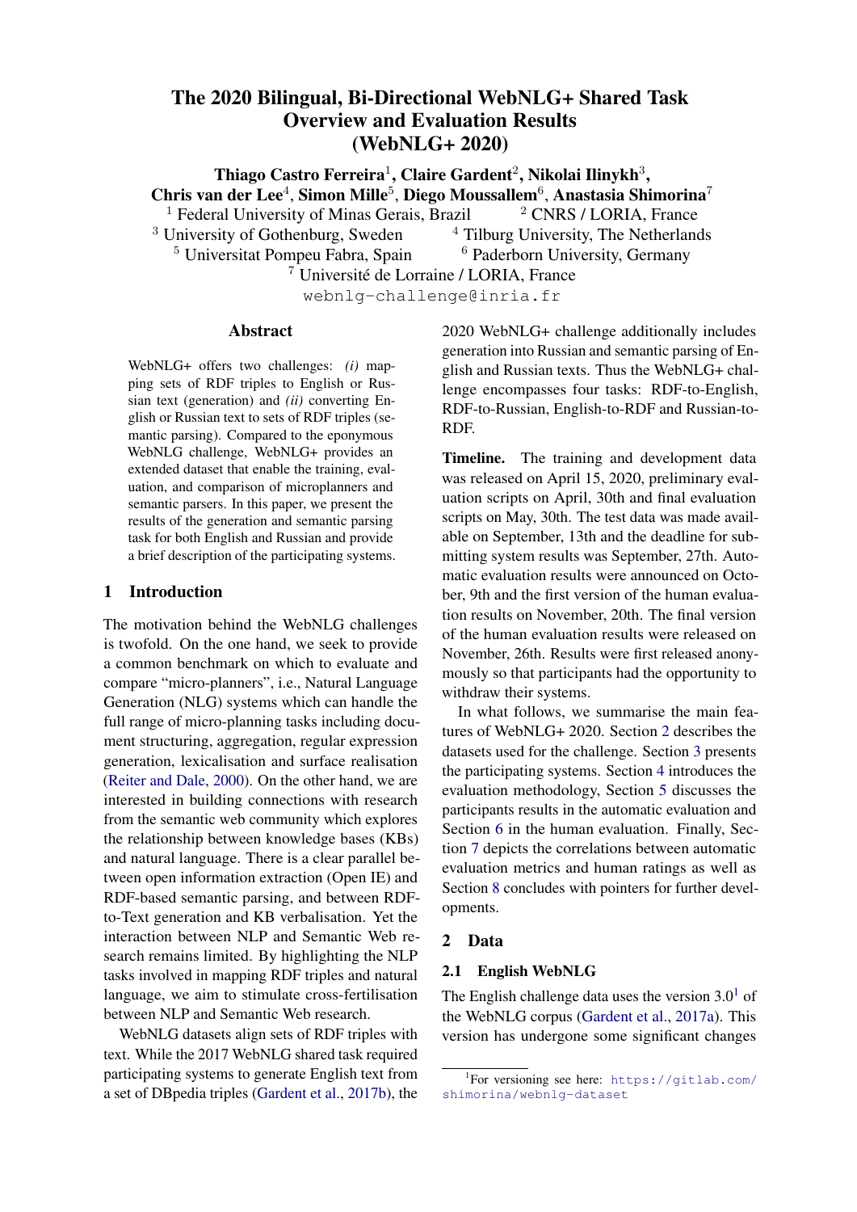# The 2020 Bilingual, Bi-Directional WebNLG+ Shared Task Overview and Evaluation Results (WebNLG+ 2020)

**Thiago Castro Ferreira**[1], **Claire Gardent**[2], **Nikolai Ilinykh**[3], **Chris van der Lee**[4], **Simon Mille**[5], **Diego Moussallem**[6], **Anastasia Shimorina**[7]

[1] Federal University of Minas Gerais, Brazil [2] CNRS / LORIA, France
[3] University of Gothenburg, Sweden [4] Tilburg University, The Netherlands
[5] Universitat Pompeu Fabra, Spain [6] Paderborn University, Germany
[7] Université de Lorraine / LORIA, France

webnlg-challenge@inria.fr

## Abstract

WebNLG+ offers two challenges: *(i)* mapping sets of RDF triples to English or Russian text (generation) and *(ii)* converting English or Russian text to sets of RDF triples (semantic parsing). Compared to the eponymous WebNLG challenge, WebNLG+ provides an extended dataset that enable the training, evaluation, and comparison of microplanners and semantic parsers. In this paper, we present the results of the generation and semantic parsing task for both English and Russian and provide a brief description of the participating systems.

## 1 Introduction

The motivation behind the WebNLG challenges is twofold. On the one hand, we seek to provide a common benchmark on which to evaluate and compare "micro-planners", i.e., Natural Language Generation (NLG) systems which can handle the full range of micro-planning tasks including document structuring, aggregation, regular expression generation, lexicalisation and surface realisation (Reiter and Dale, 2000). On the other hand, we are interested in building connections with research from the semantic web community which explores the relationship between knowledge bases (KBs) and natural language. There is a clear parallel between open information extraction (Open IE) and RDF-based semantic parsing, and between RDF-to-Text generation and KB verbalisation. Yet the interaction between NLP and Semantic Web research remains limited. By highlighting the NLP tasks involved in mapping RDF triples and natural language, we aim to stimulate cross-fertilisation between NLP and Semantic Web research.

WebNLG datasets align sets of RDF triples with text. While the 2017 WebNLG shared task required participating systems to generate English text from a set of DBpedia triples (Gardent et al., 2017b), the 2020 WebNLG+ challenge additionally includes generation into Russian and semantic parsing of English and Russian texts. Thus the WebNLG+ challenge encompasses four tasks: RDF-to-English, RDF-to-Russian, English-to-RDF and Russian-to-RDF.

**Timeline.** The training and development data was released on April 15, 2020, preliminary evaluation scripts on April, 30th and final evaluation scripts on May, 30th. The test data was made available on September, 13th and the deadline for submitting system results was September, 27th. Automatic evaluation results were announced on October, 9th and the first version of the human evaluation results on November, 20th. The final version of the human evaluation results were released on November, 26th. Results were first released anonymously so that participants had the opportunity to withdraw their systems.

In what follows, we summarise the main features of WebNLG+ 2020. Section 2 describes the datasets used for the challenge. Section 3 presents the participating systems. Section 4 introduces the evaluation methodology, Section 5 discusses the participants results in the automatic evaluation and Section 6 in the human evaluation. Finally, Section 7 depicts the correlations between automatic evaluation metrics and human ratings as well as Section 8 concludes with pointers for further developments.

## 2 Data

### 2.1 English WebNLG

The English challenge data uses the version 3.0[1] of the WebNLG corpus (Gardent et al., 2017a). This version has undergone some significant changes

[1] For versioning see here: https://gitlab.com/shimorina/webnlg-dataset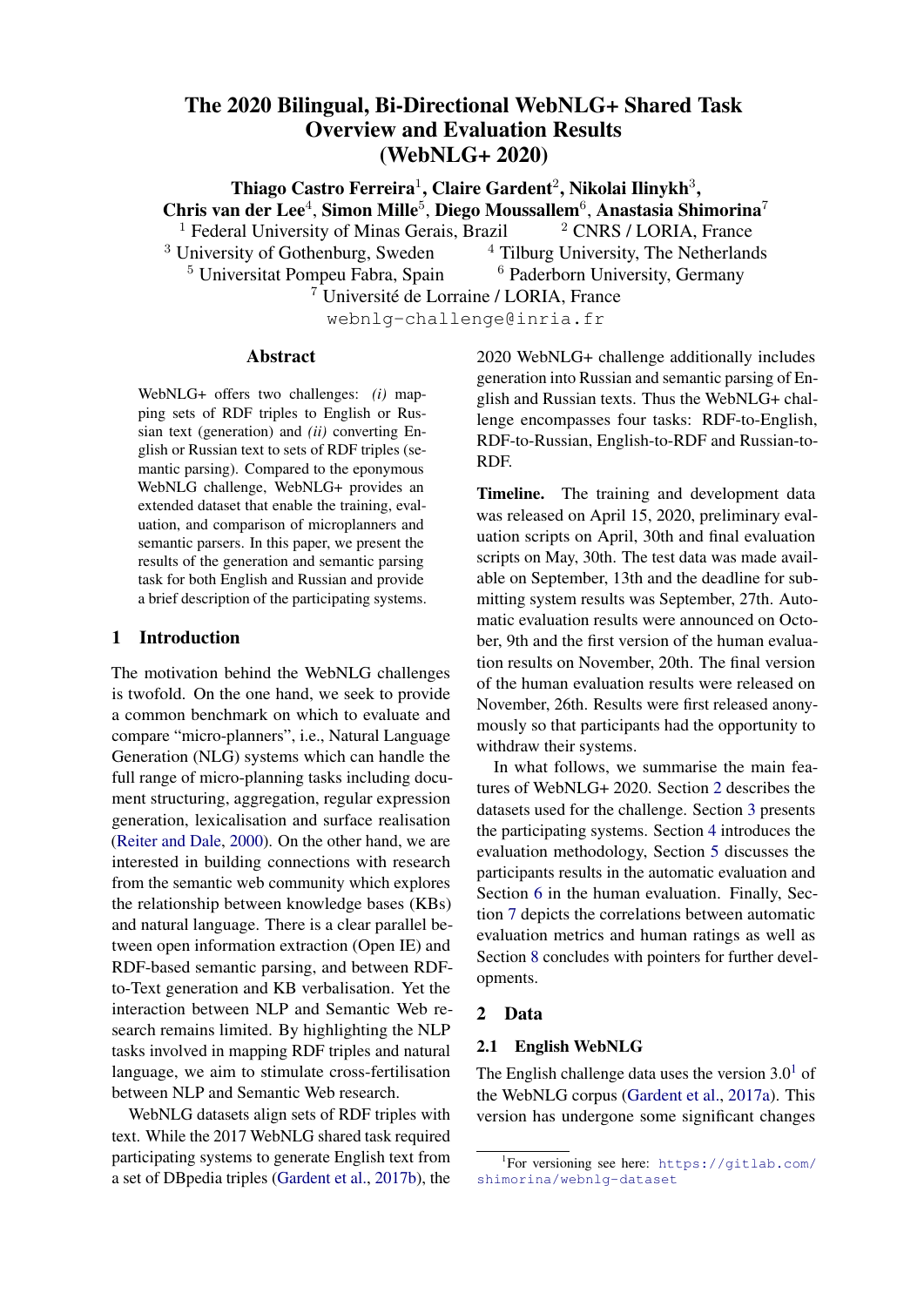# The 2020 Bilingual, Bi-Directional WebNLG+ Shared Task Overview and Evaluation Results (WebNLG+ 2020)

**Thiago Castro Ferreira**[1], **Claire Gardent**[2], **Nikolai Ilinykh**[3], **Chris van der Lee**[4], **Simon Mille**[5], **Diego Moussallem**[6], **Anastasia Shimorina**[7]

[1] Federal University of Minas Gerais, Brazil [2] CNRS / LORIA, France
[3] University of Gothenburg, Sweden [4] Tilburg University, The Netherlands
[5] Universitat Pompeu Fabra, Spain [6] Paderborn University, Germany
[7] Université de Lorraine / LORIA, France

webnlg-challenge@inria.fr

## Abstract

WebNLG+ offers two challenges: *(i)* mapping sets of RDF triples to English or Russian text (generation) and *(ii)* converting English or Russian text to sets of RDF triples (semantic parsing). Compared to the eponymous WebNLG challenge, WebNLG+ provides an extended dataset that enable the training, evaluation, and comparison of microplanners and semantic parsers. In this paper, we present the results of the generation and semantic parsing task for both English and Russian and provide a brief description of the participating systems.

## 1 Introduction

The motivation behind the WebNLG challenges is twofold. On the one hand, we seek to provide a common benchmark on which to evaluate and compare "micro-planners", i.e., Natural Language Generation (NLG) systems which can handle the full range of micro-planning tasks including document structuring, aggregation, regular expression generation, lexicalisation and surface realisation (Reiter and Dale, 2000). On the other hand, we are interested in building connections with research from the semantic web community which explores the relationship between knowledge bases (KBs) and natural language. There is a clear parallel between open information extraction (Open IE) and RDF-based semantic parsing, and between RDF-to-Text generation and KB verbalisation. Yet the interaction between NLP and Semantic Web research remains limited. By highlighting the NLP tasks involved in mapping RDF triples and natural language, we aim to stimulate cross-fertilisation between NLP and Semantic Web research.

WebNLG datasets align sets of RDF triples with text. While the 2017 WebNLG shared task required participating systems to generate English text from a set of DBpedia triples (Gardent et al., 2017b), the 2020 WebNLG+ challenge additionally includes generation into Russian and semantic parsing of English and Russian texts. Thus the WebNLG+ challenge encompasses four tasks: RDF-to-English, RDF-to-Russian, English-to-RDF and Russian-to-RDF.

**Timeline.** The training and development data was released on April 15, 2020, preliminary evaluation scripts on April, 30th and final evaluation scripts on May, 30th. The test data was made available on September, 13th and the deadline for submitting system results was September, 27th. Automatic evaluation results were announced on October, 9th and the first version of the human evaluation results on November, 20th. The final version of the human evaluation results were released on November, 26th. Results were first released anonymously so that participants had the opportunity to withdraw their systems.

In what follows, we summarise the main features of WebNLG+ 2020. Section 2 describes the datasets used for the challenge. Section 3 presents the participating systems. Section 4 introduces the evaluation methodology, Section 5 discusses the participants results in the automatic evaluation and Section 6 in the human evaluation. Finally, Section 7 depicts the correlations between automatic evaluation metrics and human ratings as well as Section 8 concludes with pointers for further developments.

## 2 Data

### 2.1 English WebNLG

The English challenge data uses the version 3.0[1] of the WebNLG corpus (Gardent et al., 2017a). This version has undergone some significant changes

[1] For versioning see here: https://gitlab.com/shimorina/webnlg-dataset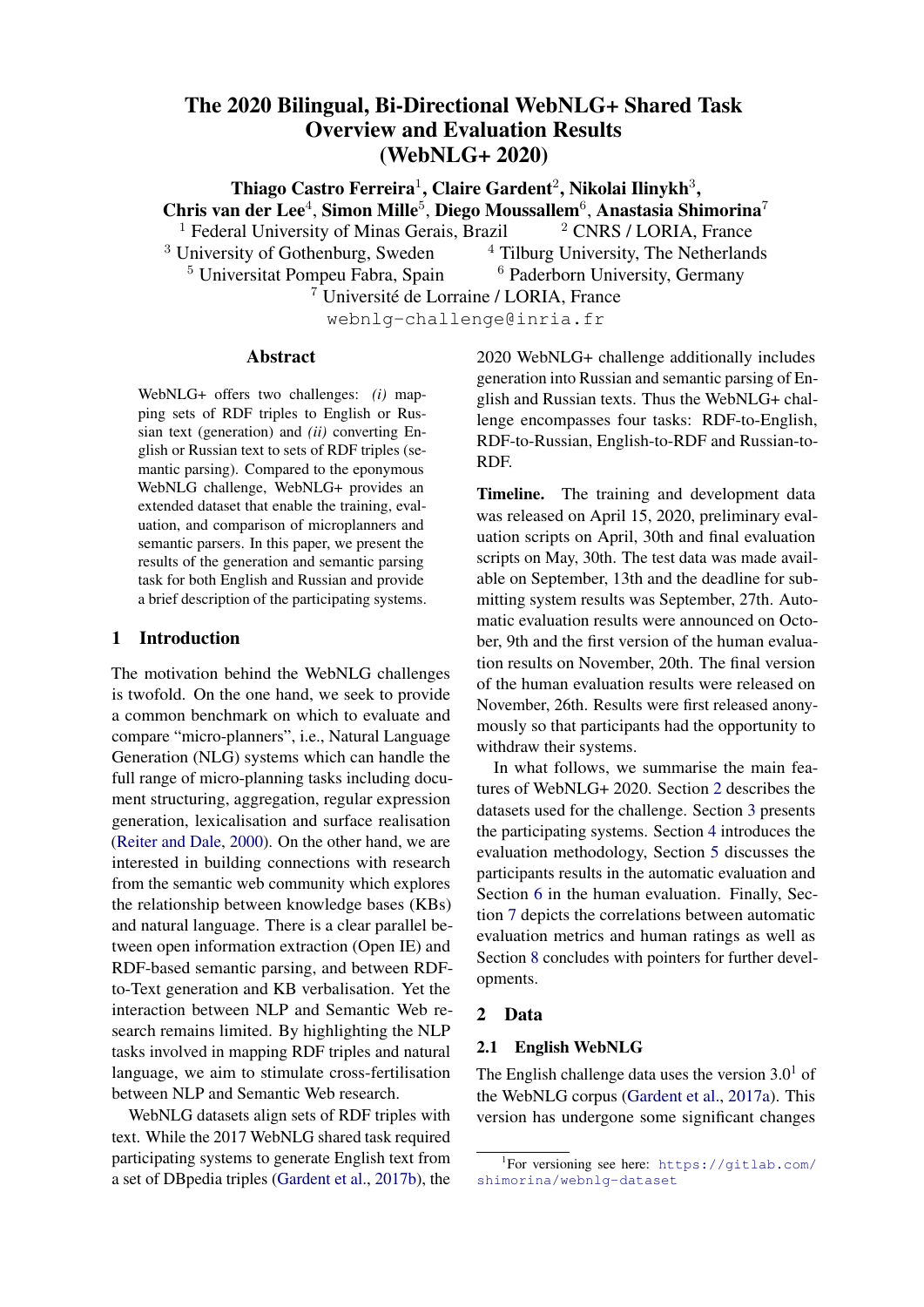# The 2020 Bilingual, Bi-Directional WebNLG+ Shared Task Overview and Evaluation Results (WebNLG+ 2020)

**Thiago Castro Ferreira**[1], **Claire Gardent**[2], **Nikolai Ilinykh**[3], **Chris van der Lee**[4], **Simon Mille**[5], **Diego Moussallem**[6], **Anastasia Shimorina**[7]

[1] Federal University of Minas Gerais, Brazil [2] CNRS / LORIA, France
[3] University of Gothenburg, Sweden [4] Tilburg University, The Netherlands
[5] Universitat Pompeu Fabra, Spain [6] Paderborn University, Germany
[7] Université de Lorraine / LORIA, France

webnlg-challenge@inria.fr

## Abstract

WebNLG+ offers two challenges: *(i)* mapping sets of RDF triples to English or Russian text (generation) and *(ii)* converting English or Russian text to sets of RDF triples (semantic parsing). Compared to the eponymous WebNLG challenge, WebNLG+ provides an extended dataset that enable the training, evaluation, and comparison of microplanners and semantic parsers. In this paper, we present the results of the generation and semantic parsing task for both English and Russian and provide a brief description of the participating systems.

## 1 Introduction

The motivation behind the WebNLG challenges is twofold. On the one hand, we seek to provide a common benchmark on which to evaluate and compare "micro-planners", i.e., Natural Language Generation (NLG) systems which can handle the full range of micro-planning tasks including document structuring, aggregation, regular expression generation, lexicalisation and surface realisation (Reiter and Dale, 2000). On the other hand, we are interested in building connections with research from the semantic web community which explores the relationship between knowledge bases (KBs) and natural language. There is a clear parallel between open information extraction (Open IE) and RDF-based semantic parsing, and between RDF-to-Text generation and KB verbalisation. Yet the interaction between NLP and Semantic Web research remains limited. By highlighting the NLP tasks involved in mapping RDF triples and natural language, we aim to stimulate cross-fertilisation between NLP and Semantic Web research.

WebNLG datasets align sets of RDF triples with text. While the 2017 WebNLG shared task required participating systems to generate English text from a set of DBpedia triples (Gardent et al., 2017b), the 2020 WebNLG+ challenge additionally includes generation into Russian and semantic parsing of English and Russian texts. Thus the WebNLG+ challenge encompasses four tasks: RDF-to-English, RDF-to-Russian, English-to-RDF and Russian-to-RDF.

**Timeline.** The training and development data was released on April 15, 2020, preliminary evaluation scripts on April, 30th and final evaluation scripts on May, 30th. The test data was made available on September, 13th and the deadline for submitting system results was September, 27th. Automatic evaluation results were announced on October, 9th and the first version of the human evaluation results on November, 20th. The final version of the human evaluation results were released on November, 26th. Results were first released anonymously so that participants had the opportunity to withdraw their systems.

In what follows, we summarise the main features of WebNLG+ 2020. Section 2 describes the datasets used for the challenge. Section 3 presents the participating systems. Section 4 introduces the evaluation methodology, Section 5 discusses the participants results in the automatic evaluation and Section 6 in the human evaluation. Finally, Section 7 depicts the correlations between automatic evaluation metrics and human ratings as well as Section 8 concludes with pointers for further developments.

## 2 Data

### 2.1 English WebNLG

The English challenge data uses the version 3.0[1] of the WebNLG corpus (Gardent et al., 2017a). This version has undergone some significant changes

[1] For versioning see here: https://gitlab.com/shimorina/webnlg-dataset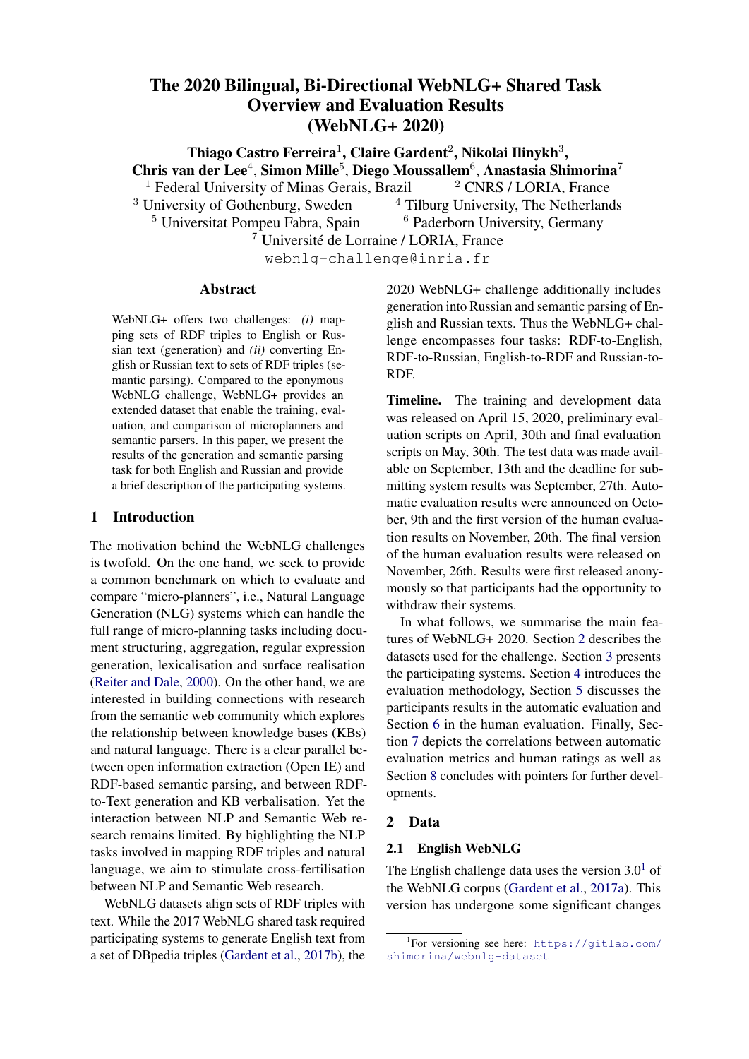# The 2020 Bilingual, Bi-Directional WebNLG+ Shared Task Overview and Evaluation Results (WebNLG+ 2020)

**Thiago Castro Ferreira**[1], **Claire Gardent**[2], **Nikolai Ilinykh**[3], **Chris van der Lee**[4], **Simon Mille**[5], **Diego Moussallem**[6], **Anastasia Shimorina**[7]

[1] Federal University of Minas Gerais, Brazil [2] CNRS / LORIA, France
[3] University of Gothenburg, Sweden [4] Tilburg University, The Netherlands
[5] Universitat Pompeu Fabra, Spain [6] Paderborn University, Germany
[7] Université de Lorraine / LORIA, France

webnlg-challenge@inria.fr

## Abstract

WebNLG+ offers two challenges: *(i)* mapping sets of RDF triples to English or Russian text (generation) and *(ii)* converting English or Russian text to sets of RDF triples (semantic parsing). Compared to the eponymous WebNLG challenge, WebNLG+ provides an extended dataset that enable the training, evaluation, and comparison of microplanners and semantic parsers. In this paper, we present the results of the generation and semantic parsing task for both English and Russian and provide a brief description of the participating systems.

## 1 Introduction

The motivation behind the WebNLG challenges is twofold. On the one hand, we seek to provide a common benchmark on which to evaluate and compare "micro-planners", i.e., Natural Language Generation (NLG) systems which can handle the full range of micro-planning tasks including document structuring, aggregation, regular expression generation, lexicalisation and surface realisation (Reiter and Dale, 2000). On the other hand, we are interested in building connections with research from the semantic web community which explores the relationship between knowledge bases (KBs) and natural language. There is a clear parallel between open information extraction (Open IE) and RDF-based semantic parsing, and between RDF-to-Text generation and KB verbalisation. Yet the interaction between NLP and Semantic Web research remains limited. By highlighting the NLP tasks involved in mapping RDF triples and natural language, we aim to stimulate cross-fertilisation between NLP and Semantic Web research.

WebNLG datasets align sets of RDF triples with text. While the 2017 WebNLG shared task required participating systems to generate English text from a set of DBpedia triples (Gardent et al., 2017b), the 2020 WebNLG+ challenge additionally includes generation into Russian and semantic parsing of English and Russian texts. Thus the WebNLG+ challenge encompasses four tasks: RDF-to-English, RDF-to-Russian, English-to-RDF and Russian-to-RDF.

**Timeline.** The training and development data was released on April 15, 2020, preliminary evaluation scripts on April, 30th and final evaluation scripts on May, 30th. The test data was made available on September, 13th and the deadline for submitting system results was September, 27th. Automatic evaluation results were announced on October, 9th and the first version of the human evaluation results on November, 20th. The final version of the human evaluation results were released on November, 26th. Results were first released anonymously so that participants had the opportunity to withdraw their systems.

In what follows, we summarise the main features of WebNLG+ 2020. Section 2 describes the datasets used for the challenge. Section 3 presents the participating systems. Section 4 introduces the evaluation methodology, Section 5 discusses the participants results in the automatic evaluation and Section 6 in the human evaluation. Finally, Section 7 depicts the correlations between automatic evaluation metrics and human ratings as well as Section 8 concludes with pointers for further developments.

## 2 Data

### 2.1 English WebNLG

The English challenge data uses the version 3.0[1] of the WebNLG corpus (Gardent et al., 2017a). This version has undergone some significant changes

[1] For versioning see here: https://gitlab.com/shimorina/webnlg-dataset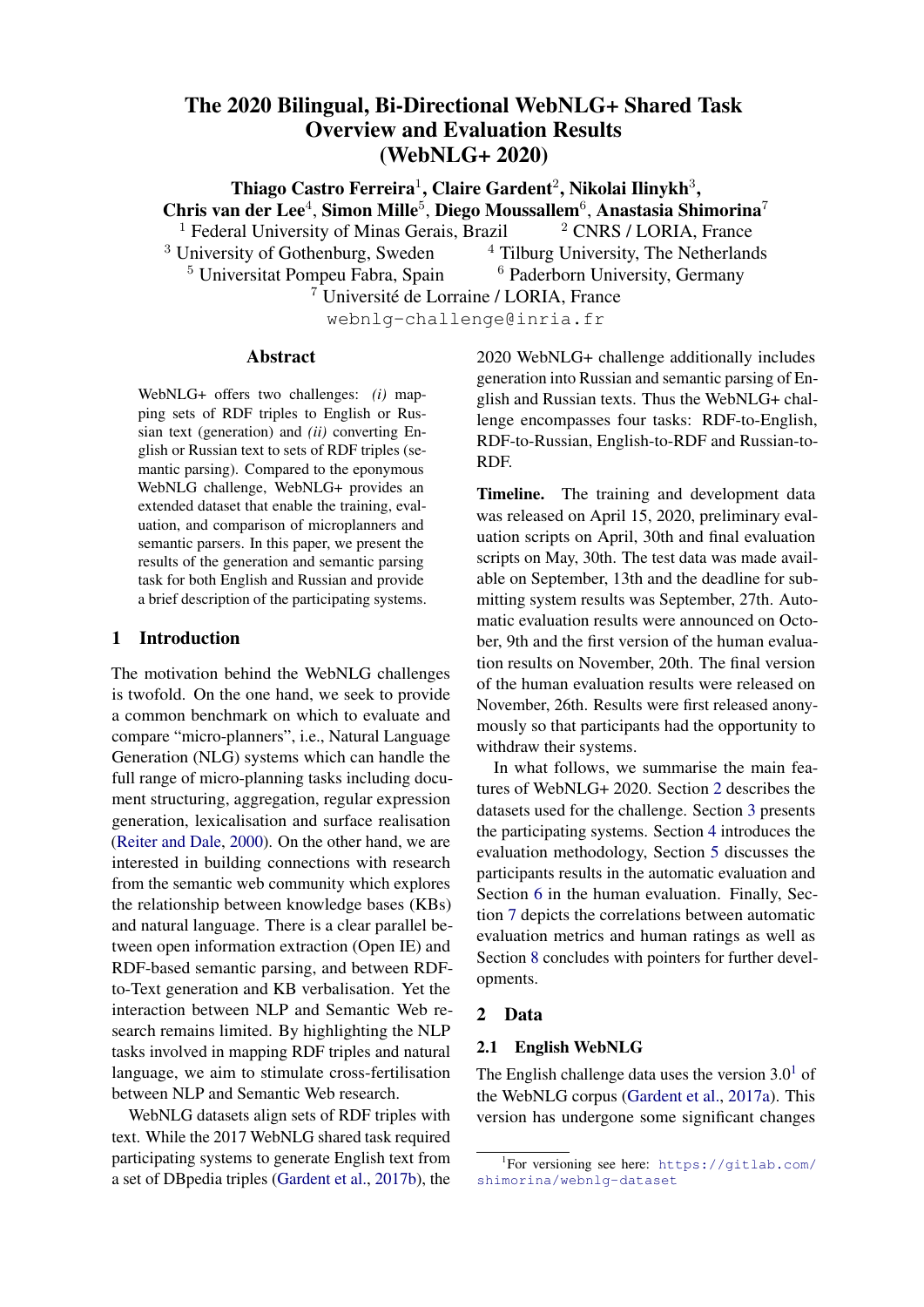# The 2020 Bilingual, Bi-Directional WebNLG+ Shared Task Overview and Evaluation Results (WebNLG+ 2020)

**Thiago Castro Ferreira**[1], **Claire Gardent**[2], **Nikolai Ilinykh**[3], **Chris van der Lee**[4], **Simon Mille**[5], **Diego Moussallem**[6], **Anastasia Shimorina**[7]

[1] Federal University of Minas Gerais, Brazil [2] CNRS / LORIA, France
[3] University of Gothenburg, Sweden [4] Tilburg University, The Netherlands
[5] Universitat Pompeu Fabra, Spain [6] Paderborn University, Germany
[7] Université de Lorraine / LORIA, France

webnlg-challenge@inria.fr

## Abstract

WebNLG+ offers two challenges: *(i)* mapping sets of RDF triples to English or Russian text (generation) and *(ii)* converting English or Russian text to sets of RDF triples (semantic parsing). Compared to the eponymous WebNLG challenge, WebNLG+ provides an extended dataset that enable the training, evaluation, and comparison of microplanners and semantic parsers. In this paper, we present the results of the generation and semantic parsing task for both English and Russian and provide a brief description of the participating systems.

## 1 Introduction

The motivation behind the WebNLG challenges is twofold. On the one hand, we seek to provide a common benchmark on which to evaluate and compare "micro-planners", i.e., Natural Language Generation (NLG) systems which can handle the full range of micro-planning tasks including document structuring, aggregation, regular expression generation, lexicalisation and surface realisation (Reiter and Dale, 2000). On the other hand, we are interested in building connections with research from the semantic web community which explores the relationship between knowledge bases (KBs) and natural language. There is a clear parallel between open information extraction (Open IE) and RDF-based semantic parsing, and between RDF-to-Text generation and KB verbalisation. Yet the interaction between NLP and Semantic Web research remains limited. By highlighting the NLP tasks involved in mapping RDF triples and natural language, we aim to stimulate cross-fertilisation between NLP and Semantic Web research.

WebNLG datasets align sets of RDF triples with text. While the 2017 WebNLG shared task required participating systems to generate English text from a set of DBpedia triples (Gardent et al., 2017b), the 2020 WebNLG+ challenge additionally includes generation into Russian and semantic parsing of English and Russian texts. Thus the WebNLG+ challenge encompasses four tasks: RDF-to-English, RDF-to-Russian, English-to-RDF and Russian-to-RDF.

**Timeline.** The training and development data was released on April 15, 2020, preliminary evaluation scripts on April, 30th and final evaluation scripts on May, 30th. The test data was made available on September, 13th and the deadline for submitting system results was September, 27th. Automatic evaluation results were announced on October, 9th and the first version of the human evaluation results on November, 20th. The final version of the human evaluation results were released on November, 26th. Results were first released anonymously so that participants had the opportunity to withdraw their systems.

In what follows, we summarise the main features of WebNLG+ 2020. Section 2 describes the datasets used for the challenge. Section 3 presents the participating systems. Section 4 introduces the evaluation methodology, Section 5 discusses the participants results in the automatic evaluation and Section 6 in the human evaluation. Finally, Section 7 depicts the correlations between automatic evaluation metrics and human ratings as well as Section 8 concludes with pointers for further developments.

## 2 Data

### 2.1 English WebNLG

The English challenge data uses the version 3.0[1] of the WebNLG corpus (Gardent et al., 2017a). This version has undergone some significant changes

[1] For versioning see here: https://gitlab.com/shimorina/webnlg-dataset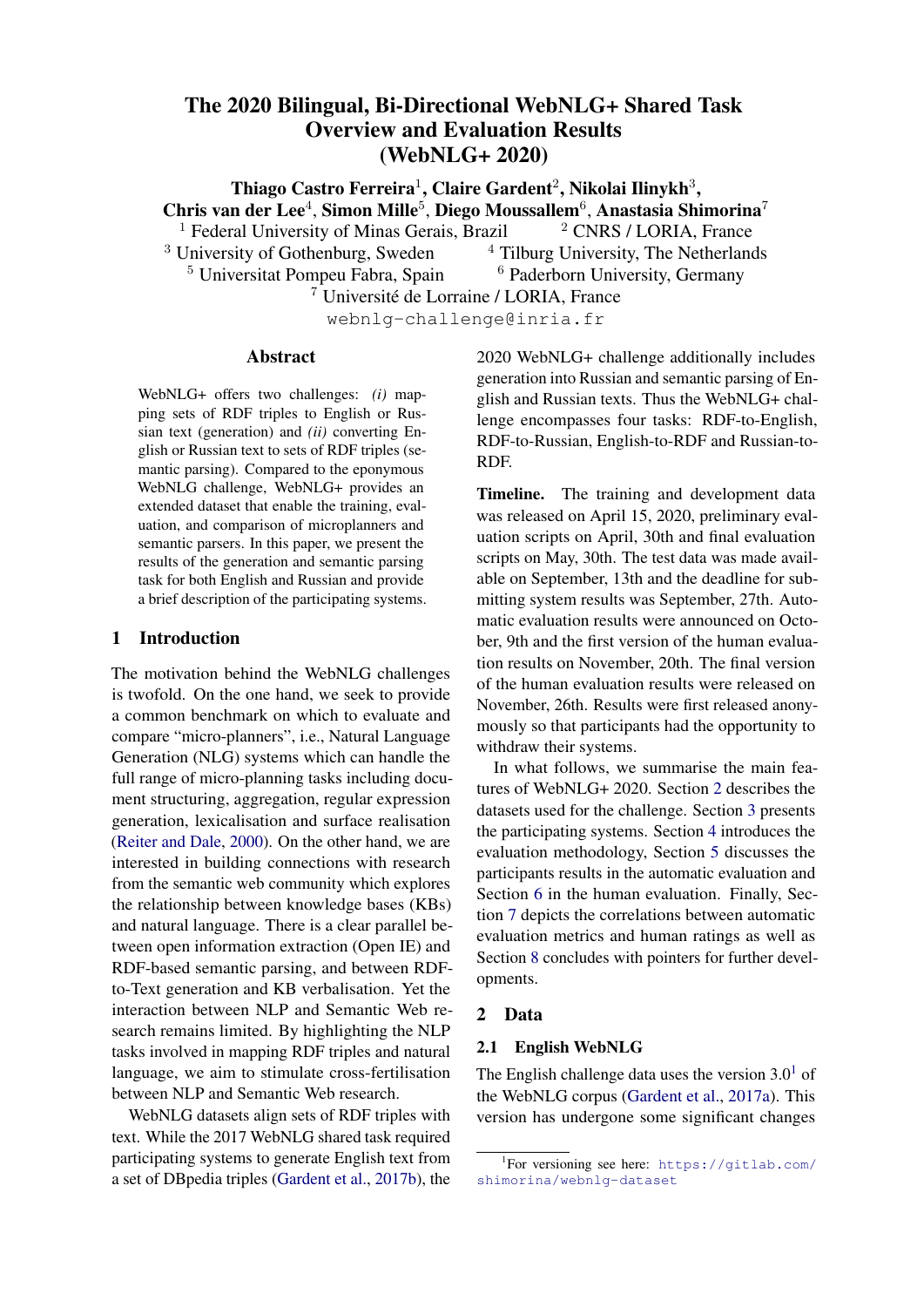# The 2020 Bilingual, Bi-Directional WebNLG+ Shared Task Overview and Evaluation Results (WebNLG+ 2020)

**Thiago Castro Ferreira**[1], **Claire Gardent**[2], **Nikolai Ilinykh**[3], **Chris van der Lee**[4], **Simon Mille**[5], **Diego Moussallem**[6], **Anastasia Shimorina**[7]

[1] Federal University of Minas Gerais, Brazil [2] CNRS / LORIA, France
[3] University of Gothenburg, Sweden [4] Tilburg University, The Netherlands
[5] Universitat Pompeu Fabra, Spain [6] Paderborn University, Germany
[7] Université de Lorraine / LORIA, France

webnlg-challenge@inria.fr

## Abstract

WebNLG+ offers two challenges: *(i)* mapping sets of RDF triples to English or Russian text (generation) and *(ii)* converting English or Russian text to sets of RDF triples (semantic parsing). Compared to the eponymous WebNLG challenge, WebNLG+ provides an extended dataset that enable the training, evaluation, and comparison of microplanners and semantic parsers. In this paper, we present the results of the generation and semantic parsing task for both English and Russian and provide a brief description of the participating systems.

## 1 Introduction

The motivation behind the WebNLG challenges is twofold. On the one hand, we seek to provide a common benchmark on which to evaluate and compare "micro-planners", i.e., Natural Language Generation (NLG) systems which can handle the full range of micro-planning tasks including document structuring, aggregation, regular expression generation, lexicalisation and surface realisation (Reiter and Dale, 2000). On the other hand, we are interested in building connections with research from the semantic web community which explores the relationship between knowledge bases (KBs) and natural language. There is a clear parallel between open information extraction (Open IE) and RDF-based semantic parsing, and between RDF-to-Text generation and KB verbalisation. Yet the interaction between NLP and Semantic Web research remains limited. By highlighting the NLP tasks involved in mapping RDF triples and natural language, we aim to stimulate cross-fertilisation between NLP and Semantic Web research.

WebNLG datasets align sets of RDF triples with text. While the 2017 WebNLG shared task required participating systems to generate English text from a set of DBpedia triples (Gardent et al., 2017b), the 2020 WebNLG+ challenge additionally includes generation into Russian and semantic parsing of English and Russian texts. Thus the WebNLG+ challenge encompasses four tasks: RDF-to-English, RDF-to-Russian, English-to-RDF and Russian-to-RDF.

**Timeline.** The training and development data was released on April 15, 2020, preliminary evaluation scripts on April, 30th and final evaluation scripts on May, 30th. The test data was made available on September, 13th and the deadline for submitting system results was September, 27th. Automatic evaluation results were announced on October, 9th and the first version of the human evaluation results on November, 20th. The final version of the human evaluation results were released on November, 26th. Results were first released anonymously so that participants had the opportunity to withdraw their systems.

In what follows, we summarise the main features of WebNLG+ 2020. Section 2 describes the datasets used for the challenge. Section 3 presents the participating systems. Section 4 introduces the evaluation methodology, Section 5 discusses the participants results in the automatic evaluation and Section 6 in the human evaluation. Finally, Section 7 depicts the correlations between automatic evaluation metrics and human ratings as well as Section 8 concludes with pointers for further developments.

## 2 Data

### 2.1 English WebNLG

The English challenge data uses the version 3.0[1] of the WebNLG corpus (Gardent et al., 2017a). This version has undergone some significant changes

[1] For versioning see here: https://gitlab.com/shimorina/webnlg-dataset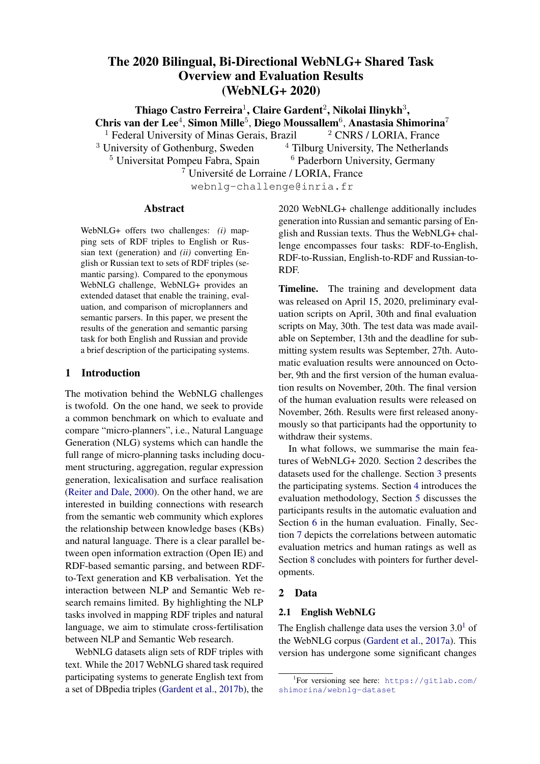# The 2020 Bilingual, Bi-Directional WebNLG+ Shared Task Overview and Evaluation Results (WebNLG+ 2020)

**Thiago Castro Ferreira**[1], **Claire Gardent**[2], **Nikolai Ilinykh**[3], **Chris van der Lee**[4], **Simon Mille**[5], **Diego Moussallem**[6], **Anastasia Shimorina**[7]

[1] Federal University of Minas Gerais, Brazil [2] CNRS / LORIA, France
[3] University of Gothenburg, Sweden [4] Tilburg University, The Netherlands
[5] Universitat Pompeu Fabra, Spain [6] Paderborn University, Germany
[7] Université de Lorraine / LORIA, France

webnlg-challenge@inria.fr

## Abstract

WebNLG+ offers two challenges: *(i)* mapping sets of RDF triples to English or Russian text (generation) and *(ii)* converting English or Russian text to sets of RDF triples (semantic parsing). Compared to the eponymous WebNLG challenge, WebNLG+ provides an extended dataset that enable the training, evaluation, and comparison of microplanners and semantic parsers. In this paper, we present the results of the generation and semantic parsing task for both English and Russian and provide a brief description of the participating systems.

## 1 Introduction

The motivation behind the WebNLG challenges is twofold. On the one hand, we seek to provide a common benchmark on which to evaluate and compare "micro-planners", i.e., Natural Language Generation (NLG) systems which can handle the full range of micro-planning tasks including document structuring, aggregation, regular expression generation, lexicalisation and surface realisation (Reiter and Dale, 2000). On the other hand, we are interested in building connections with research from the semantic web community which explores the relationship between knowledge bases (KBs) and natural language. There is a clear parallel between open information extraction (Open IE) and RDF-based semantic parsing, and between RDF-to-Text generation and KB verbalisation. Yet the interaction between NLP and Semantic Web research remains limited. By highlighting the NLP tasks involved in mapping RDF triples and natural language, we aim to stimulate cross-fertilisation between NLP and Semantic Web research.

WebNLG datasets align sets of RDF triples with text. While the 2017 WebNLG shared task required participating systems to generate English text from a set of DBpedia triples (Gardent et al., 2017b), the 2020 WebNLG+ challenge additionally includes generation into Russian and semantic parsing of English and Russian texts. Thus the WebNLG+ challenge encompasses four tasks: RDF-to-English, RDF-to-Russian, English-to-RDF and Russian-to-RDF.

**Timeline.** The training and development data was released on April 15, 2020, preliminary evaluation scripts on April, 30th and final evaluation scripts on May, 30th. The test data was made available on September, 13th and the deadline for submitting system results was September, 27th. Automatic evaluation results were announced on October, 9th and the first version of the human evaluation results on November, 20th. The final version of the human evaluation results were released on November, 26th. Results were first released anonymously so that participants had the opportunity to withdraw their systems.

In what follows, we summarise the main features of WebNLG+ 2020. Section 2 describes the datasets used for the challenge. Section 3 presents the participating systems. Section 4 introduces the evaluation methodology, Section 5 discusses the participants results in the automatic evaluation and Section 6 in the human evaluation. Finally, Section 7 depicts the correlations between automatic evaluation metrics and human ratings as well as Section 8 concludes with pointers for further developments.

## 2 Data

### 2.1 English WebNLG

The English challenge data uses the version 3.0[1] of the WebNLG corpus (Gardent et al., 2017a). This version has undergone some significant changes

[1] For versioning see here: https://gitlab.com/shimorina/webnlg-dataset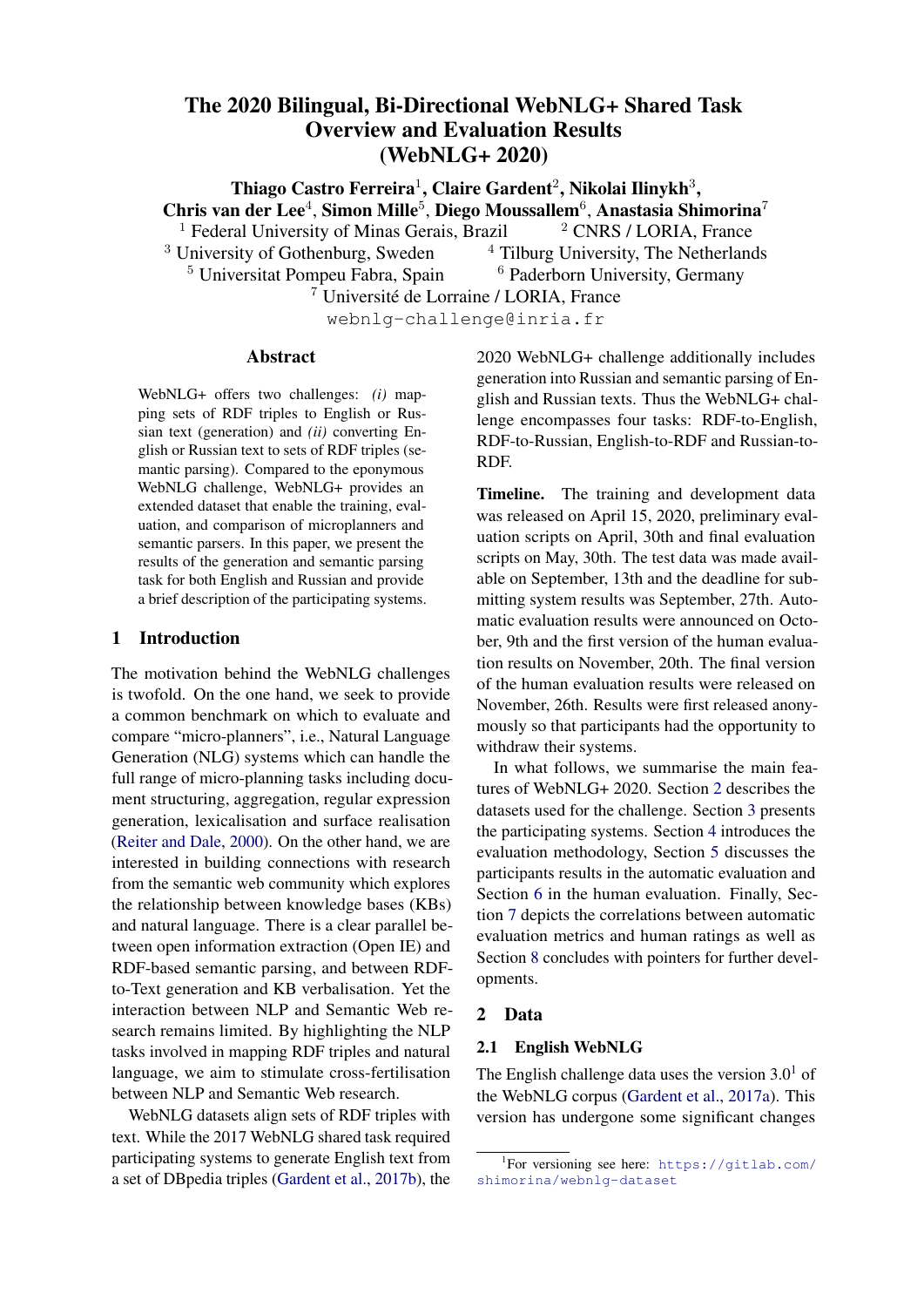# The 2020 Bilingual, Bi-Directional WebNLG+ Shared Task Overview and Evaluation Results (WebNLG+ 2020)

**Thiago Castro Ferreira**[1], **Claire Gardent**[2], **Nikolai Ilinykh**[3], **Chris van der Lee**[4], **Simon Mille**[5], **Diego Moussallem**[6], **Anastasia Shimorina**[7]

[1] Federal University of Minas Gerais, Brazil [2] CNRS / LORIA, France
[3] University of Gothenburg, Sweden [4] Tilburg University, The Netherlands
[5] Universitat Pompeu Fabra, Spain [6] Paderborn University, Germany
[7] Université de Lorraine / LORIA, France

webnlg-challenge@inria.fr

## Abstract

WebNLG+ offers two challenges: *(i)* mapping sets of RDF triples to English or Russian text (generation) and *(ii)* converting English or Russian text to sets of RDF triples (semantic parsing). Compared to the eponymous WebNLG challenge, WebNLG+ provides an extended dataset that enable the training, evaluation, and comparison of microplanners and semantic parsers. In this paper, we present the results of the generation and semantic parsing task for both English and Russian and provide a brief description of the participating systems.

## 1 Introduction

The motivation behind the WebNLG challenges is twofold. On the one hand, we seek to provide a common benchmark on which to evaluate and compare "micro-planners", i.e., Natural Language Generation (NLG) systems which can handle the full range of micro-planning tasks including document structuring, aggregation, regular expression generation, lexicalisation and surface realisation (Reiter and Dale, 2000). On the other hand, we are interested in building connections with research from the semantic web community which explores the relationship between knowledge bases (KBs) and natural language. There is a clear parallel between open information extraction (Open IE) and RDF-based semantic parsing, and between RDF-to-Text generation and KB verbalisation. Yet the interaction between NLP and Semantic Web research remains limited. By highlighting the NLP tasks involved in mapping RDF triples and natural language, we aim to stimulate cross-fertilisation between NLP and Semantic Web research.

WebNLG datasets align sets of RDF triples with text. While the 2017 WebNLG shared task required participating systems to generate English text from a set of DBpedia triples (Gardent et al., 2017b), the 2020 WebNLG+ challenge additionally includes generation into Russian and semantic parsing of English and Russian texts. Thus the WebNLG+ challenge encompasses four tasks: RDF-to-English, RDF-to-Russian, English-to-RDF and Russian-to-RDF.

**Timeline.** The training and development data was released on April 15, 2020, preliminary evaluation scripts on April, 30th and final evaluation scripts on May, 30th. The test data was made available on September, 13th and the deadline for submitting system results was September, 27th. Automatic evaluation results were announced on October, 9th and the first version of the human evaluation results on November, 20th. The final version of the human evaluation results were released on November, 26th. Results were first released anonymously so that participants had the opportunity to withdraw their systems.

In what follows, we summarise the main features of WebNLG+ 2020. Section 2 describes the datasets used for the challenge. Section 3 presents the participating systems. Section 4 introduces the evaluation methodology, Section 5 discusses the participants results in the automatic evaluation and Section 6 in the human evaluation. Finally, Section 7 depicts the correlations between automatic evaluation metrics and human ratings as well as Section 8 concludes with pointers for further developments.

## 2 Data

### 2.1 English WebNLG

The English challenge data uses the version 3.0[1] of the WebNLG corpus (Gardent et al., 2017a). This version has undergone some significant changes

[1] For versioning see here: https://gitlab.com/shimorina/webnlg-dataset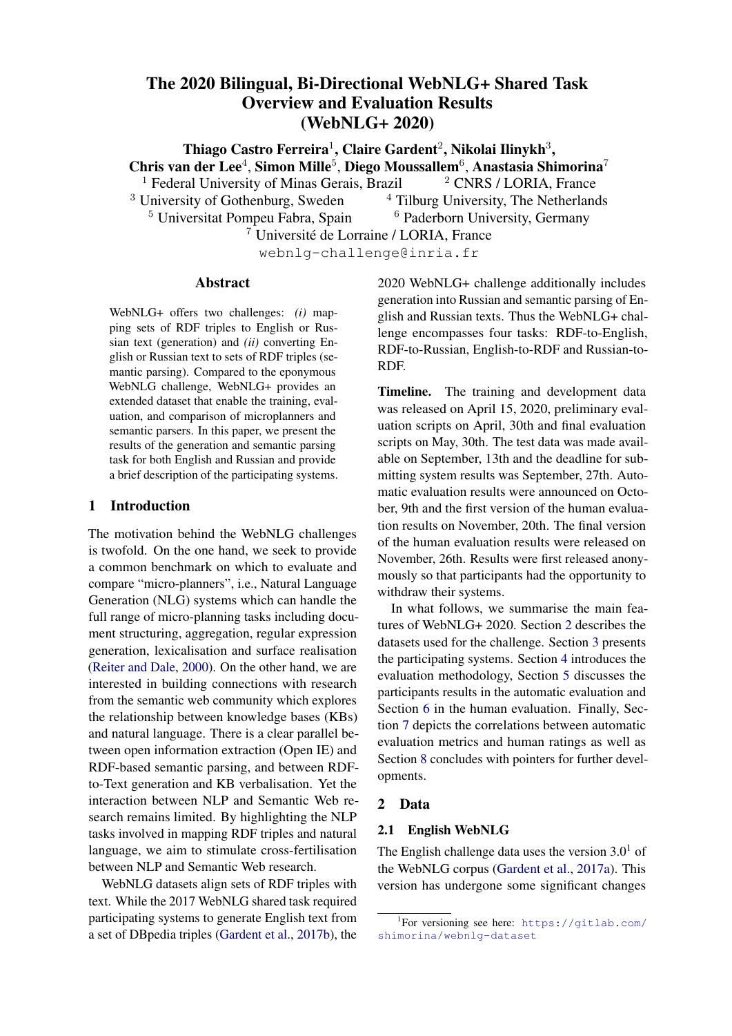# The 2020 Bilingual, Bi-Directional WebNLG+ Shared Task Overview and Evaluation Results (WebNLG+ 2020)

**Thiago Castro Ferreira**[1], **Claire Gardent**[2], **Nikolai Ilinykh**[3], **Chris van der Lee**[4], **Simon Mille**[5], **Diego Moussallem**[6], **Anastasia Shimorina**[7]

[1] Federal University of Minas Gerais, Brazil [2] CNRS / LORIA, France
[3] University of Gothenburg, Sweden [4] Tilburg University, The Netherlands
[5] Universitat Pompeu Fabra, Spain [6] Paderborn University, Germany
[7] Université de Lorraine / LORIA, France

webnlg-challenge@inria.fr

## Abstract

WebNLG+ offers two challenges: *(i)* mapping sets of RDF triples to English or Russian text (generation) and *(ii)* converting English or Russian text to sets of RDF triples (semantic parsing). Compared to the eponymous WebNLG challenge, WebNLG+ provides an extended dataset that enable the training, evaluation, and comparison of microplanners and semantic parsers. In this paper, we present the results of the generation and semantic parsing task for both English and Russian and provide a brief description of the participating systems.

## 1 Introduction

The motivation behind the WebNLG challenges is twofold. On the one hand, we seek to provide a common benchmark on which to evaluate and compare "micro-planners", i.e., Natural Language Generation (NLG) systems which can handle the full range of micro-planning tasks including document structuring, aggregation, regular expression generation, lexicalisation and surface realisation (Reiter and Dale, 2000). On the other hand, we are interested in building connections with research from the semantic web community which explores the relationship between knowledge bases (KBs) and natural language. There is a clear parallel between open information extraction (Open IE) and RDF-based semantic parsing, and between RDF-to-Text generation and KB verbalisation. Yet the interaction between NLP and Semantic Web research remains limited. By highlighting the NLP tasks involved in mapping RDF triples and natural language, we aim to stimulate cross-fertilisation between NLP and Semantic Web research.

WebNLG datasets align sets of RDF triples with text. While the 2017 WebNLG shared task required participating systems to generate English text from a set of DBpedia triples (Gardent et al., 2017b), the 2020 WebNLG+ challenge additionally includes generation into Russian and semantic parsing of English and Russian texts. Thus the WebNLG+ challenge encompasses four tasks: RDF-to-English, RDF-to-Russian, English-to-RDF and Russian-to-RDF.

**Timeline.** The training and development data was released on April 15, 2020, preliminary evaluation scripts on April, 30th and final evaluation scripts on May, 30th. The test data was made available on September, 13th and the deadline for submitting system results was September, 27th. Automatic evaluation results were announced on October, 9th and the first version of the human evaluation results on November, 20th. The final version of the human evaluation results were released on November, 26th. Results were first released anonymously so that participants had the opportunity to withdraw their systems.

In what follows, we summarise the main features of WebNLG+ 2020. Section 2 describes the datasets used for the challenge. Section 3 presents the participating systems. Section 4 introduces the evaluation methodology, Section 5 discusses the participants results in the automatic evaluation and Section 6 in the human evaluation. Finally, Section 7 depicts the correlations between automatic evaluation metrics and human ratings as well as Section 8 concludes with pointers for further developments.

## 2 Data

### 2.1 English WebNLG

The English challenge data uses the version 3.0[1] of the WebNLG corpus (Gardent et al., 2017a). This version has undergone some significant changes

[1] For versioning see here: https://gitlab.com/shimorina/webnlg-dataset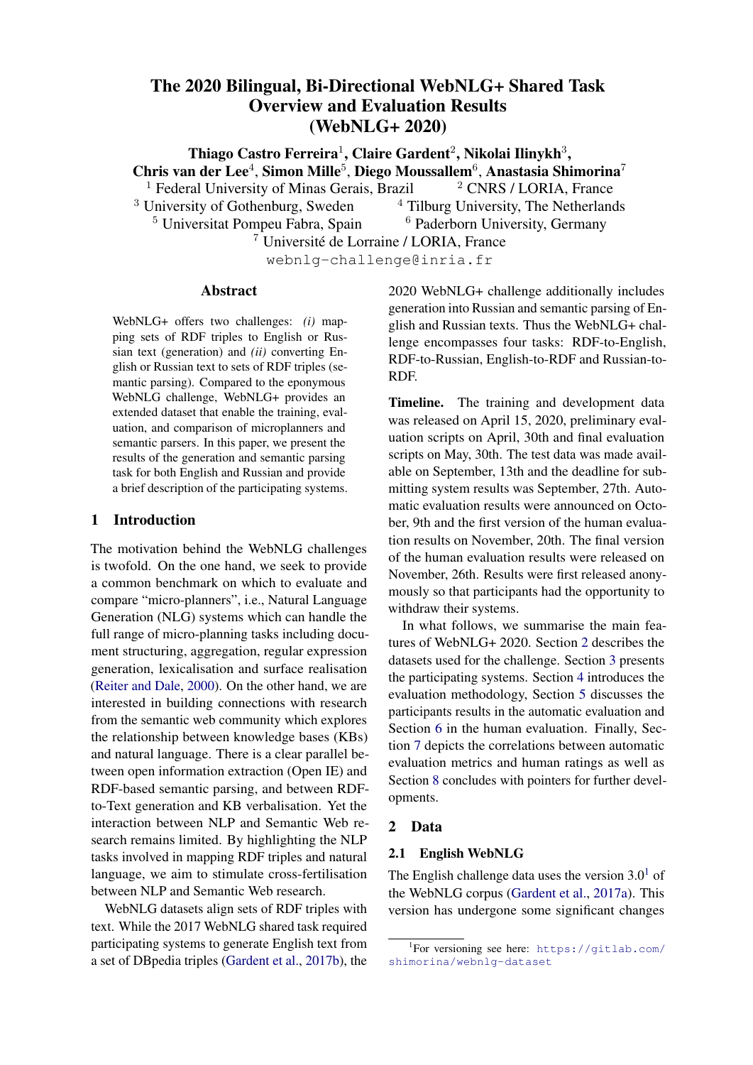# The 2020 Bilingual, Bi-Directional WebNLG+ Shared Task Overview and Evaluation Results (WebNLG+ 2020)

**Thiago Castro Ferreira**[1], **Claire Gardent**[2], **Nikolai Ilinykh**[3], **Chris van der Lee**[4], **Simon Mille**[5], **Diego Moussallem**[6], **Anastasia Shimorina**[7]

[1] Federal University of Minas Gerais, Brazil [2] CNRS / LORIA, France
[3] University of Gothenburg, Sweden [4] Tilburg University, The Netherlands
[5] Universitat Pompeu Fabra, Spain [6] Paderborn University, Germany
[7] Université de Lorraine / LORIA, France

webnlg-challenge@inria.fr

## Abstract

WebNLG+ offers two challenges: *(i)* mapping sets of RDF triples to English or Russian text (generation) and *(ii)* converting English or Russian text to sets of RDF triples (semantic parsing). Compared to the eponymous WebNLG challenge, WebNLG+ provides an extended dataset that enable the training, evaluation, and comparison of microplanners and semantic parsers. In this paper, we present the results of the generation and semantic parsing task for both English and Russian and provide a brief description of the participating systems.

## 1 Introduction

The motivation behind the WebNLG challenges is twofold. On the one hand, we seek to provide a common benchmark on which to evaluate and compare "micro-planners", i.e., Natural Language Generation (NLG) systems which can handle the full range of micro-planning tasks including document structuring, aggregation, regular expression generation, lexicalisation and surface realisation (Reiter and Dale, 2000). On the other hand, we are interested in building connections with research from the semantic web community which explores the relationship between knowledge bases (KBs) and natural language. There is a clear parallel between open information extraction (Open IE) and RDF-based semantic parsing, and between RDF-to-Text generation and KB verbalisation. Yet the interaction between NLP and Semantic Web research remains limited. By highlighting the NLP tasks involved in mapping RDF triples and natural language, we aim to stimulate cross-fertilisation between NLP and Semantic Web research.

WebNLG datasets align sets of RDF triples with text. While the 2017 WebNLG shared task required participating systems to generate English text from a set of DBpedia triples (Gardent et al., 2017b), the 2020 WebNLG+ challenge additionally includes generation into Russian and semantic parsing of English and Russian texts. Thus the WebNLG+ challenge encompasses four tasks: RDF-to-English, RDF-to-Russian, English-to-RDF and Russian-to-RDF.

**Timeline.** The training and development data was released on April 15, 2020, preliminary evaluation scripts on April, 30th and final evaluation scripts on May, 30th. The test data was made available on September, 13th and the deadline for submitting system results was September, 27th. Automatic evaluation results were announced on October, 9th and the first version of the human evaluation results on November, 20th. The final version of the human evaluation results were released on November, 26th. Results were first released anonymously so that participants had the opportunity to withdraw their systems.

In what follows, we summarise the main features of WebNLG+ 2020. Section 2 describes the datasets used for the challenge. Section 3 presents the participating systems. Section 4 introduces the evaluation methodology, Section 5 discusses the participants results in the automatic evaluation and Section 6 in the human evaluation. Finally, Section 7 depicts the correlations between automatic evaluation metrics and human ratings as well as Section 8 concludes with pointers for further developments.

## 2 Data

### 2.1 English WebNLG

The English challenge data uses the version 3.0[1] of the WebNLG corpus (Gardent et al., 2017a). This version has undergone some significant changes

[1] For versioning see here: https://gitlab.com/shimorina/webnlg-dataset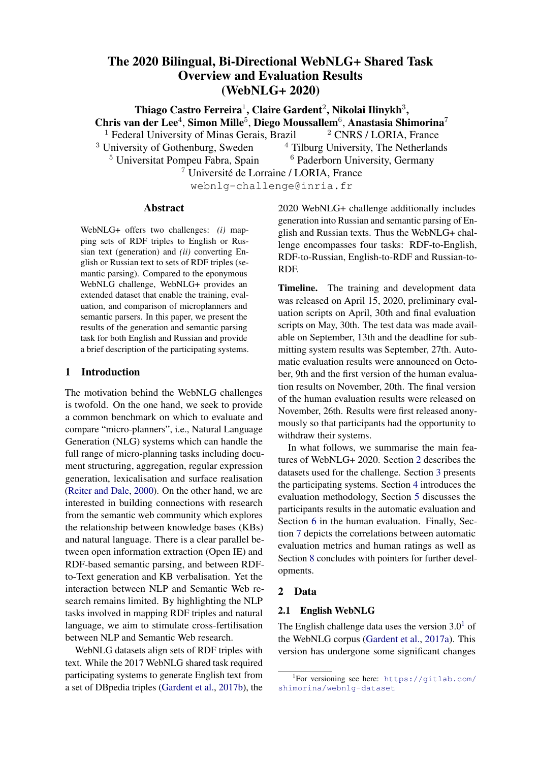# The 2020 Bilingual, Bi-Directional WebNLG+ Shared Task Overview and Evaluation Results (WebNLG+ 2020)

**Thiago Castro Ferreira**[1], **Claire Gardent**[2], **Nikolai Ilinykh**[3], **Chris van der Lee**[4], **Simon Mille**[5], **Diego Moussallem**[6], **Anastasia Shimorina**[7]

[1] Federal University of Minas Gerais, Brazil [2] CNRS / LORIA, France
[3] University of Gothenburg, Sweden [4] Tilburg University, The Netherlands
[5] Universitat Pompeu Fabra, Spain [6] Paderborn University, Germany
[7] Université de Lorraine / LORIA, France

webnlg-challenge@inria.fr

## Abstract

WebNLG+ offers two challenges: *(i)* mapping sets of RDF triples to English or Russian text (generation) and *(ii)* converting English or Russian text to sets of RDF triples (semantic parsing). Compared to the eponymous WebNLG challenge, WebNLG+ provides an extended dataset that enable the training, evaluation, and comparison of microplanners and semantic parsers. In this paper, we present the results of the generation and semantic parsing task for both English and Russian and provide a brief description of the participating systems.

## 1 Introduction

The motivation behind the WebNLG challenges is twofold. On the one hand, we seek to provide a common benchmark on which to evaluate and compare "micro-planners", i.e., Natural Language Generation (NLG) systems which can handle the full range of micro-planning tasks including document structuring, aggregation, regular expression generation, lexicalisation and surface realisation (Reiter and Dale, 2000). On the other hand, we are interested in building connections with research from the semantic web community which explores the relationship between knowledge bases (KBs) and natural language. There is a clear parallel between open information extraction (Open IE) and RDF-based semantic parsing, and between RDF-to-Text generation and KB verbalisation. Yet the interaction between NLP and Semantic Web research remains limited. By highlighting the NLP tasks involved in mapping RDF triples and natural language, we aim to stimulate cross-fertilisation between NLP and Semantic Web research.

WebNLG datasets align sets of RDF triples with text. While the 2017 WebNLG shared task required participating systems to generate English text from a set of DBpedia triples (Gardent et al., 2017b), the 2020 WebNLG+ challenge additionally includes generation into Russian and semantic parsing of English and Russian texts. Thus the WebNLG+ challenge encompasses four tasks: RDF-to-English, RDF-to-Russian, English-to-RDF and Russian-to-RDF.

**Timeline.** The training and development data was released on April 15, 2020, preliminary evaluation scripts on April, 30th and final evaluation scripts on May, 30th. The test data was made available on September, 13th and the deadline for submitting system results was September, 27th. Automatic evaluation results were announced on October, 9th and the first version of the human evaluation results on November, 20th. The final version of the human evaluation results were released on November, 26th. Results were first released anonymously so that participants had the opportunity to withdraw their systems.

In what follows, we summarise the main features of WebNLG+ 2020. Section 2 describes the datasets used for the challenge. Section 3 presents the participating systems. Section 4 introduces the evaluation methodology, Section 5 discusses the participants results in the automatic evaluation and Section 6 in the human evaluation. Finally, Section 7 depicts the correlations between automatic evaluation metrics and human ratings as well as Section 8 concludes with pointers for further developments.

## 2 Data

### 2.1 English WebNLG

The English challenge data uses the version 3.0[1] of the WebNLG corpus (Gardent et al., 2017a). This version has undergone some significant changes

[1] For versioning see here: https://gitlab.com/shimorina/webnlg-dataset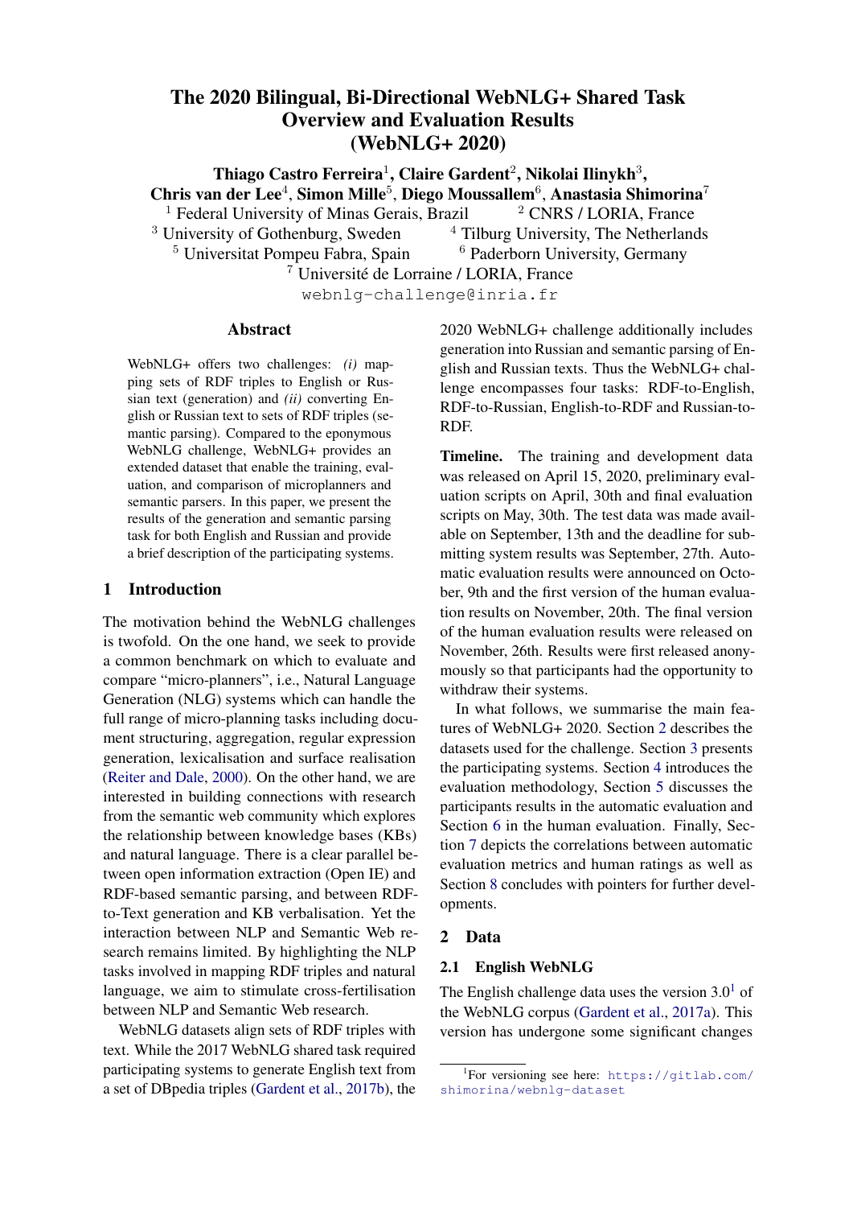# The 2020 Bilingual, Bi-Directional WebNLG+ Shared Task Overview and Evaluation Results (WebNLG+ 2020)

**Thiago Castro Ferreira**[1], **Claire Gardent**[2], **Nikolai Ilinykh**[3], **Chris van der Lee**[4], **Simon Mille**[5], **Diego Moussallem**[6], **Anastasia Shimorina**[7]

[1] Federal University of Minas Gerais, Brazil [2] CNRS / LORIA, France
[3] University of Gothenburg, Sweden [4] Tilburg University, The Netherlands
[5] Universitat Pompeu Fabra, Spain [6] Paderborn University, Germany
[7] Université de Lorraine / LORIA, France

webnlg-challenge@inria.fr

## Abstract

WebNLG+ offers two challenges: *(i)* mapping sets of RDF triples to English or Russian text (generation) and *(ii)* converting English or Russian text to sets of RDF triples (semantic parsing). Compared to the eponymous WebNLG challenge, WebNLG+ provides an extended dataset that enable the training, evaluation, and comparison of microplanners and semantic parsers. In this paper, we present the results of the generation and semantic parsing task for both English and Russian and provide a brief description of the participating systems.

## 1 Introduction

The motivation behind the WebNLG challenges is twofold. On the one hand, we seek to provide a common benchmark on which to evaluate and compare "micro-planners", i.e., Natural Language Generation (NLG) systems which can handle the full range of micro-planning tasks including document structuring, aggregation, regular expression generation, lexicalisation and surface realisation (Reiter and Dale, 2000). On the other hand, we are interested in building connections with research from the semantic web community which explores the relationship between knowledge bases (KBs) and natural language. There is a clear parallel between open information extraction (Open IE) and RDF-based semantic parsing, and between RDF-to-Text generation and KB verbalisation. Yet the interaction between NLP and Semantic Web research remains limited. By highlighting the NLP tasks involved in mapping RDF triples and natural language, we aim to stimulate cross-fertilisation between NLP and Semantic Web research.

WebNLG datasets align sets of RDF triples with text. While the 2017 WebNLG shared task required participating systems to generate English text from a set of DBpedia triples (Gardent et al., 2017b), the 2020 WebNLG+ challenge additionally includes generation into Russian and semantic parsing of English and Russian texts. Thus the WebNLG+ challenge encompasses four tasks: RDF-to-English, RDF-to-Russian, English-to-RDF and Russian-to-RDF.

**Timeline.** The training and development data was released on April 15, 2020, preliminary evaluation scripts on April, 30th and final evaluation scripts on May, 30th. The test data was made available on September, 13th and the deadline for submitting system results was September, 27th. Automatic evaluation results were announced on October, 9th and the first version of the human evaluation results on November, 20th. The final version of the human evaluation results were released on November, 26th. Results were first released anonymously so that participants had the opportunity to withdraw their systems.

In what follows, we summarise the main features of WebNLG+ 2020. Section 2 describes the datasets used for the challenge. Section 3 presents the participating systems. Section 4 introduces the evaluation methodology, Section 5 discusses the participants results in the automatic evaluation and Section 6 in the human evaluation. Finally, Section 7 depicts the correlations between automatic evaluation metrics and human ratings as well as Section 8 concludes with pointers for further developments.

## 2 Data

### 2.1 English WebNLG

The English challenge data uses the version 3.0[1] of the WebNLG corpus (Gardent et al., 2017a). This version has undergone some significant changes

[1] For versioning see here: https://gitlab.com/shimorina/webnlg-dataset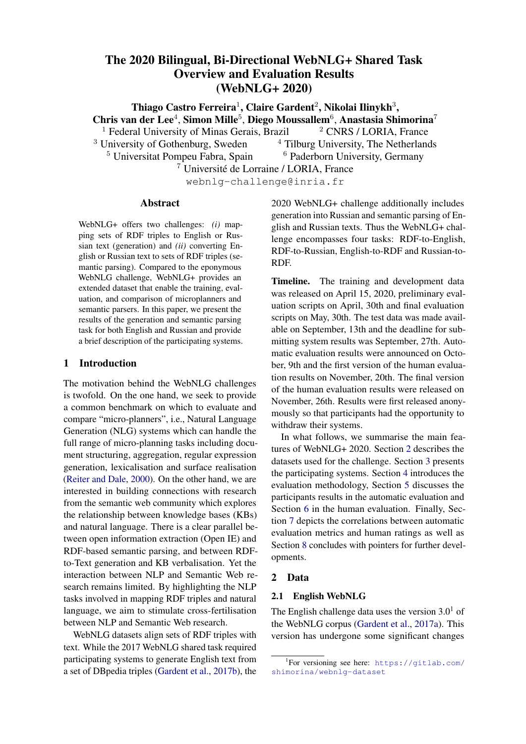# The 2020 Bilingual, Bi-Directional WebNLG+ Shared Task Overview and Evaluation Results (WebNLG+ 2020)

**Thiago Castro Ferreira**[1], **Claire Gardent**[2], **Nikolai Ilinykh**[3], **Chris van der Lee**[4], **Simon Mille**[5], **Diego Moussallem**[6], **Anastasia Shimorina**[7]

[1] Federal University of Minas Gerais, Brazil [2] CNRS / LORIA, France
[3] University of Gothenburg, Sweden [4] Tilburg University, The Netherlands
[5] Universitat Pompeu Fabra, Spain [6] Paderborn University, Germany
[7] Université de Lorraine / LORIA, France

webnlg-challenge@inria.fr

## Abstract

WebNLG+ offers two challenges: *(i)* mapping sets of RDF triples to English or Russian text (generation) and *(ii)* converting English or Russian text to sets of RDF triples (semantic parsing). Compared to the eponymous WebNLG challenge, WebNLG+ provides an extended dataset that enable the training, evaluation, and comparison of microplanners and semantic parsers. In this paper, we present the results of the generation and semantic parsing task for both English and Russian and provide a brief description of the participating systems.

## 1 Introduction

The motivation behind the WebNLG challenges is twofold. On the one hand, we seek to provide a common benchmark on which to evaluate and compare "micro-planners", i.e., Natural Language Generation (NLG) systems which can handle the full range of micro-planning tasks including document structuring, aggregation, regular expression generation, lexicalisation and surface realisation (Reiter and Dale, 2000). On the other hand, we are interested in building connections with research from the semantic web community which explores the relationship between knowledge bases (KBs) and natural language. There is a clear parallel between open information extraction (Open IE) and RDF-based semantic parsing, and between RDF-to-Text generation and KB verbalisation. Yet the interaction between NLP and Semantic Web research remains limited. By highlighting the NLP tasks involved in mapping RDF triples and natural language, we aim to stimulate cross-fertilisation between NLP and Semantic Web research.

WebNLG datasets align sets of RDF triples with text. While the 2017 WebNLG shared task required participating systems to generate English text from a set of DBpedia triples (Gardent et al., 2017b), the 2020 WebNLG+ challenge additionally includes generation into Russian and semantic parsing of English and Russian texts. Thus the WebNLG+ challenge encompasses four tasks: RDF-to-English, RDF-to-Russian, English-to-RDF and Russian-to-RDF.

**Timeline.** The training and development data was released on April 15, 2020, preliminary evaluation scripts on April, 30th and final evaluation scripts on May, 30th. The test data was made available on September, 13th and the deadline for submitting system results was September, 27th. Automatic evaluation results were announced on October, 9th and the first version of the human evaluation results on November, 20th. The final version of the human evaluation results were released on November, 26th. Results were first released anonymously so that participants had the opportunity to withdraw their systems.

In what follows, we summarise the main features of WebNLG+ 2020. Section 2 describes the datasets used for the challenge. Section 3 presents the participating systems. Section 4 introduces the evaluation methodology, Section 5 discusses the participants results in the automatic evaluation and Section 6 in the human evaluation. Finally, Section 7 depicts the correlations between automatic evaluation metrics and human ratings as well as Section 8 concludes with pointers for further developments.

## 2 Data

### 2.1 English WebNLG

The English challenge data uses the version 3.0[1] of the WebNLG corpus (Gardent et al., 2017a). This version has undergone some significant changes

[1] For versioning see here: https://gitlab.com/shimorina/webnlg-dataset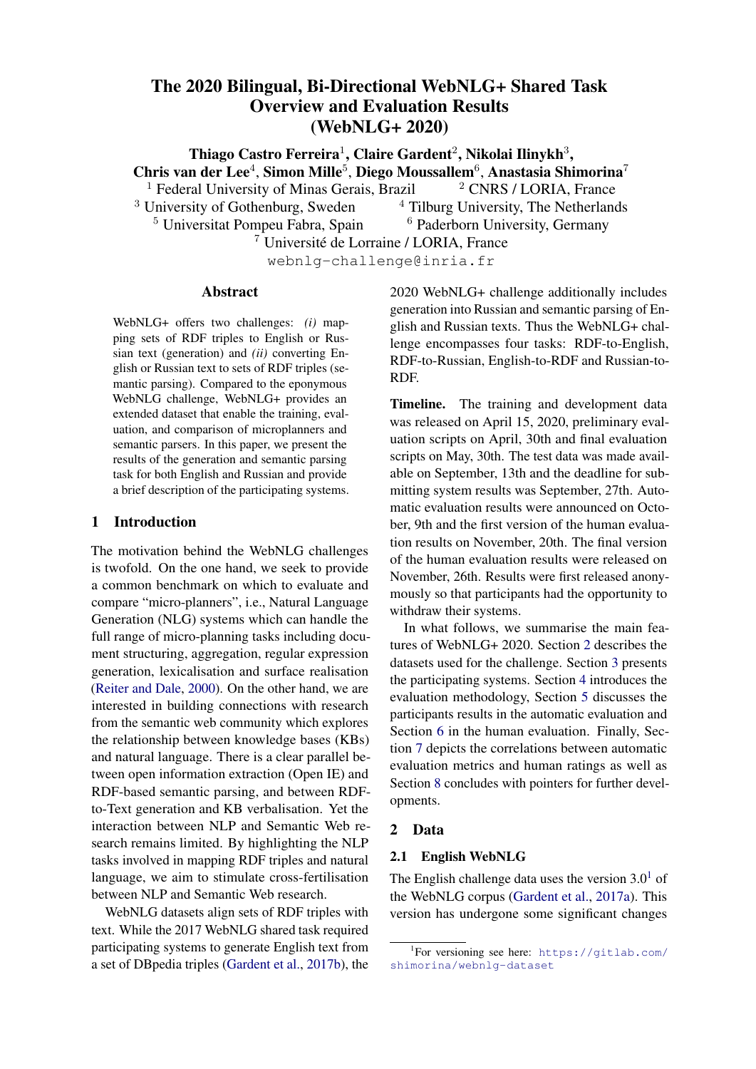# The 2020 Bilingual, Bi-Directional WebNLG+ Shared Task Overview and Evaluation Results (WebNLG+ 2020)

**Thiago Castro Ferreira**[1], **Claire Gardent**[2], **Nikolai Ilinykh**[3], **Chris van der Lee**[4], **Simon Mille**[5], **Diego Moussallem**[6], **Anastasia Shimorina**[7]

[1] Federal University of Minas Gerais, Brazil [2] CNRS / LORIA, France
[3] University of Gothenburg, Sweden [4] Tilburg University, The Netherlands
[5] Universitat Pompeu Fabra, Spain [6] Paderborn University, Germany
[7] Université de Lorraine / LORIA, France

webnlg-challenge@inria.fr

## Abstract

WebNLG+ offers two challenges: *(i)* mapping sets of RDF triples to English or Russian text (generation) and *(ii)* converting English or Russian text to sets of RDF triples (semantic parsing). Compared to the eponymous WebNLG challenge, WebNLG+ provides an extended dataset that enable the training, evaluation, and comparison of microplanners and semantic parsers. In this paper, we present the results of the generation and semantic parsing task for both English and Russian and provide a brief description of the participating systems.

## 1 Introduction

The motivation behind the WebNLG challenges is twofold. On the one hand, we seek to provide a common benchmark on which to evaluate and compare "micro-planners", i.e., Natural Language Generation (NLG) systems which can handle the full range of micro-planning tasks including document structuring, aggregation, regular expression generation, lexicalisation and surface realisation (Reiter and Dale, 2000). On the other hand, we are interested in building connections with research from the semantic web community which explores the relationship between knowledge bases (KBs) and natural language. There is a clear parallel between open information extraction (Open IE) and RDF-based semantic parsing, and between RDF-to-Text generation and KB verbalisation. Yet the interaction between NLP and Semantic Web research remains limited. By highlighting the NLP tasks involved in mapping RDF triples and natural language, we aim to stimulate cross-fertilisation between NLP and Semantic Web research.

WebNLG datasets align sets of RDF triples with text. While the 2017 WebNLG shared task required participating systems to generate English text from a set of DBpedia triples (Gardent et al., 2017b), the 2020 WebNLG+ challenge additionally includes generation into Russian and semantic parsing of English and Russian texts. Thus the WebNLG+ challenge encompasses four tasks: RDF-to-English, RDF-to-Russian, English-to-RDF and Russian-to-RDF.

**Timeline.** The training and development data was released on April 15, 2020, preliminary evaluation scripts on April, 30th and final evaluation scripts on May, 30th. The test data was made available on September, 13th and the deadline for submitting system results was September, 27th. Automatic evaluation results were announced on October, 9th and the first version of the human evaluation results on November, 20th. The final version of the human evaluation results were released on November, 26th. Results were first released anonymously so that participants had the opportunity to withdraw their systems.

In what follows, we summarise the main features of WebNLG+ 2020. Section 2 describes the datasets used for the challenge. Section 3 presents the participating systems. Section 4 introduces the evaluation methodology, Section 5 discusses the participants results in the automatic evaluation and Section 6 in the human evaluation. Finally, Section 7 depicts the correlations between automatic evaluation metrics and human ratings as well as Section 8 concludes with pointers for further developments.

## 2 Data

### 2.1 English WebNLG

The English challenge data uses the version 3.0[1] of the WebNLG corpus (Gardent et al., 2017a). This version has undergone some significant changes

[1] For versioning see here: https://gitlab.com/shimorina/webnlg-dataset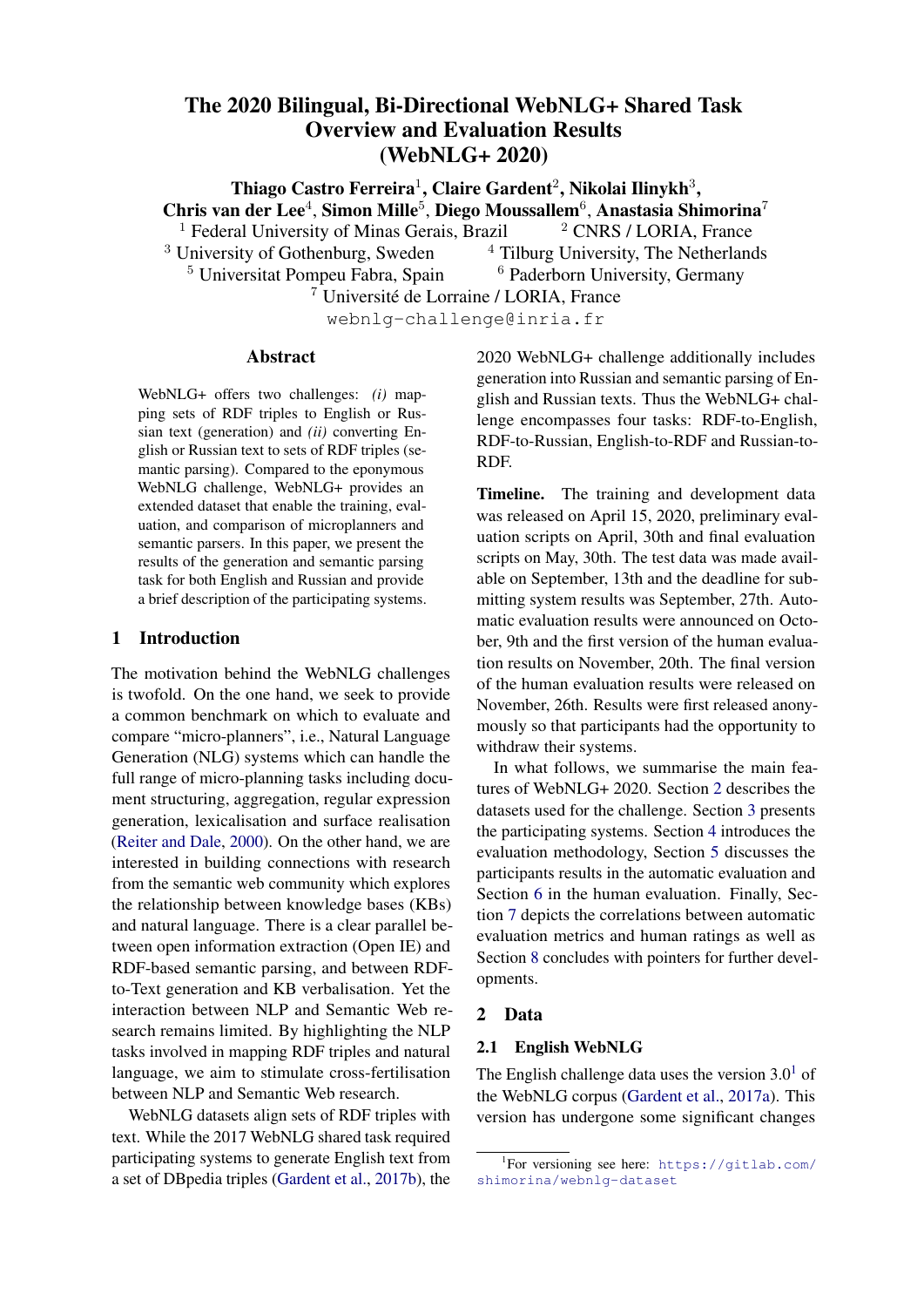# The 2020 Bilingual, Bi-Directional WebNLG+ Shared Task Overview and Evaluation Results (WebNLG+ 2020)

**Thiago Castro Ferreira**[1], **Claire Gardent**[2], **Nikolai Ilinykh**[3], **Chris van der Lee**[4], **Simon Mille**[5], **Diego Moussallem**[6], **Anastasia Shimorina**[7]

[1] Federal University of Minas Gerais, Brazil [2] CNRS / LORIA, France
[3] University of Gothenburg, Sweden [4] Tilburg University, The Netherlands
[5] Universitat Pompeu Fabra, Spain [6] Paderborn University, Germany
[7] Université de Lorraine / LORIA, France

webnlg-challenge@inria.fr

## Abstract

WebNLG+ offers two challenges: *(i)* mapping sets of RDF triples to English or Russian text (generation) and *(ii)* converting English or Russian text to sets of RDF triples (semantic parsing). Compared to the eponymous WebNLG challenge, WebNLG+ provides an extended dataset that enable the training, evaluation, and comparison of microplanners and semantic parsers. In this paper, we present the results of the generation and semantic parsing task for both English and Russian and provide a brief description of the participating systems.

## 1 Introduction

The motivation behind the WebNLG challenges is twofold. On the one hand, we seek to provide a common benchmark on which to evaluate and compare "micro-planners", i.e., Natural Language Generation (NLG) systems which can handle the full range of micro-planning tasks including document structuring, aggregation, regular expression generation, lexicalisation and surface realisation (Reiter and Dale, 2000). On the other hand, we are interested in building connections with research from the semantic web community which explores the relationship between knowledge bases (KBs) and natural language. There is a clear parallel between open information extraction (Open IE) and RDF-based semantic parsing, and between RDF-to-Text generation and KB verbalisation. Yet the interaction between NLP and Semantic Web research remains limited. By highlighting the NLP tasks involved in mapping RDF triples and natural language, we aim to stimulate cross-fertilisation between NLP and Semantic Web research.

WebNLG datasets align sets of RDF triples with text. While the 2017 WebNLG shared task required participating systems to generate English text from a set of DBpedia triples (Gardent et al., 2017b), the 2020 WebNLG+ challenge additionally includes generation into Russian and semantic parsing of English and Russian texts. Thus the WebNLG+ challenge encompasses four tasks: RDF-to-English, RDF-to-Russian, English-to-RDF and Russian-to-RDF.

**Timeline.** The training and development data was released on April 15, 2020, preliminary evaluation scripts on April, 30th and final evaluation scripts on May, 30th. The test data was made available on September, 13th and the deadline for submitting system results was September, 27th. Automatic evaluation results were announced on October, 9th and the first version of the human evaluation results on November, 20th. The final version of the human evaluation results were released on November, 26th. Results were first released anonymously so that participants had the opportunity to withdraw their systems.

In what follows, we summarise the main features of WebNLG+ 2020. Section 2 describes the datasets used for the challenge. Section 3 presents the participating systems. Section 4 introduces the evaluation methodology, Section 5 discusses the participants results in the automatic evaluation and Section 6 in the human evaluation. Finally, Section 7 depicts the correlations between automatic evaluation metrics and human ratings as well as Section 8 concludes with pointers for further developments.

## 2 Data

### 2.1 English WebNLG

The English challenge data uses the version 3.0[1] of the WebNLG corpus (Gardent et al., 2017a). This version has undergone some significant changes

[1] For versioning see here: https://gitlab.com/shimorina/webnlg-dataset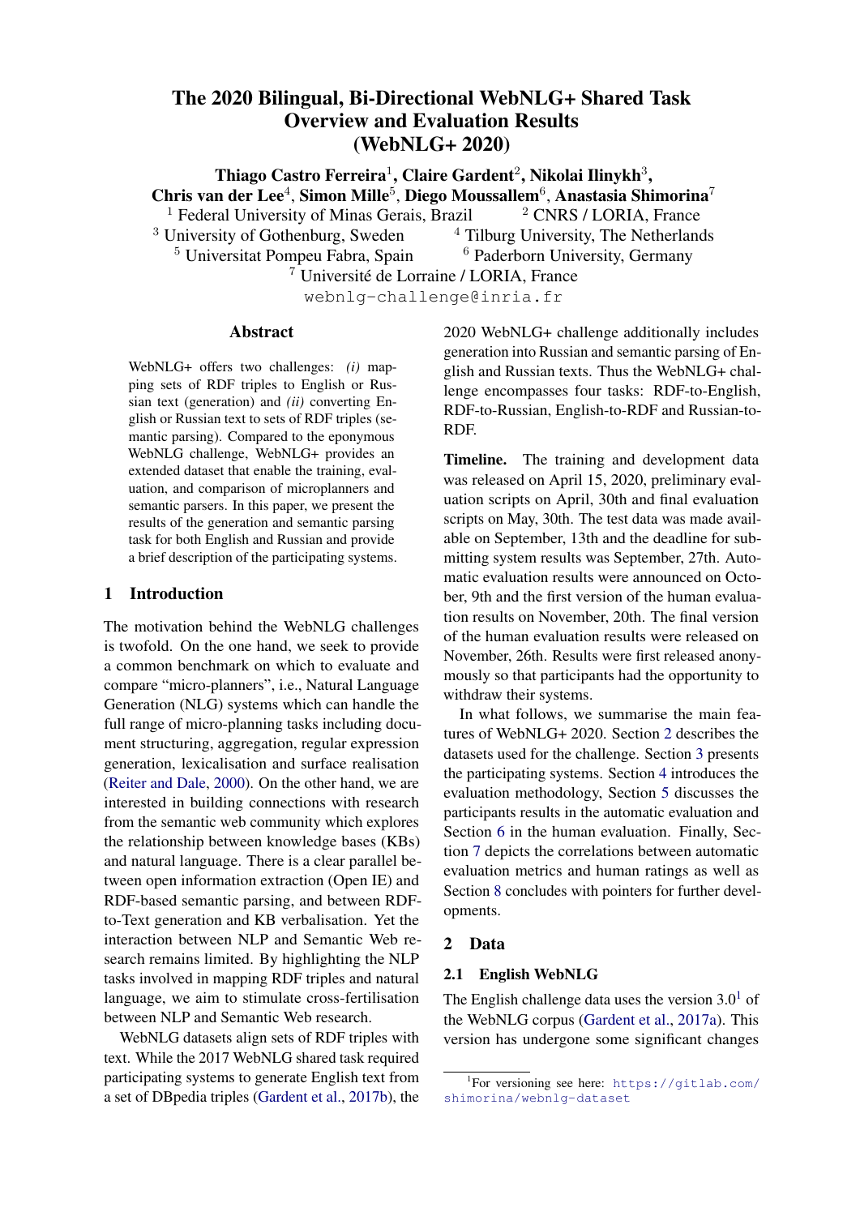# The 2020 Bilingual, Bi-Directional WebNLG+ Shared Task Overview and Evaluation Results (WebNLG+ 2020)

**Thiago Castro Ferreira**[1], **Claire Gardent**[2], **Nikolai Ilinykh**[3], **Chris van der Lee**[4], **Simon Mille**[5], **Diego Moussallem**[6], **Anastasia Shimorina**[7]

[1] Federal University of Minas Gerais, Brazil [2] CNRS / LORIA, France
[3] University of Gothenburg, Sweden [4] Tilburg University, The Netherlands
[5] Universitat Pompeu Fabra, Spain [6] Paderborn University, Germany
[7] Université de Lorraine / LORIA, France

webnlg-challenge@inria.fr

## Abstract

WebNLG+ offers two challenges: *(i)* mapping sets of RDF triples to English or Russian text (generation) and *(ii)* converting English or Russian text to sets of RDF triples (semantic parsing). Compared to the eponymous WebNLG challenge, WebNLG+ provides an extended dataset that enable the training, evaluation, and comparison of microplanners and semantic parsers. In this paper, we present the results of the generation and semantic parsing task for both English and Russian and provide a brief description of the participating systems.

## 1 Introduction

The motivation behind the WebNLG challenges is twofold. On the one hand, we seek to provide a common benchmark on which to evaluate and compare "micro-planners", i.e., Natural Language Generation (NLG) systems which can handle the full range of micro-planning tasks including document structuring, aggregation, regular expression generation, lexicalisation and surface realisation (Reiter and Dale, 2000). On the other hand, we are interested in building connections with research from the semantic web community which explores the relationship between knowledge bases (KBs) and natural language. There is a clear parallel between open information extraction (Open IE) and RDF-based semantic parsing, and between RDF-to-Text generation and KB verbalisation. Yet the interaction between NLP and Semantic Web research remains limited. By highlighting the NLP tasks involved in mapping RDF triples and natural language, we aim to stimulate cross-fertilisation between NLP and Semantic Web research.

WebNLG datasets align sets of RDF triples with text. While the 2017 WebNLG shared task required participating systems to generate English text from a set of DBpedia triples (Gardent et al., 2017b), the 2020 WebNLG+ challenge additionally includes generation into Russian and semantic parsing of English and Russian texts. Thus the WebNLG+ challenge encompasses four tasks: RDF-to-English, RDF-to-Russian, English-to-RDF and Russian-to-RDF.

**Timeline.** The training and development data was released on April 15, 2020, preliminary evaluation scripts on April, 30th and final evaluation scripts on May, 30th. The test data was made available on September, 13th and the deadline for submitting system results was September, 27th. Automatic evaluation results were announced on October, 9th and the first version of the human evaluation results on November, 20th. The final version of the human evaluation results were released on November, 26th. Results were first released anonymously so that participants had the opportunity to withdraw their systems.

In what follows, we summarise the main features of WebNLG+ 2020. Section 2 describes the datasets used for the challenge. Section 3 presents the participating systems. Section 4 introduces the evaluation methodology, Section 5 discusses the participants results in the automatic evaluation and Section 6 in the human evaluation. Finally, Section 7 depicts the correlations between automatic evaluation metrics and human ratings as well as Section 8 concludes with pointers for further developments.

## 2 Data

### 2.1 English WebNLG

The English challenge data uses the version 3.0[1] of the WebNLG corpus (Gardent et al., 2017a). This version has undergone some significant changes

[1] For versioning see here: https://gitlab.com/shimorina/webnlg-dataset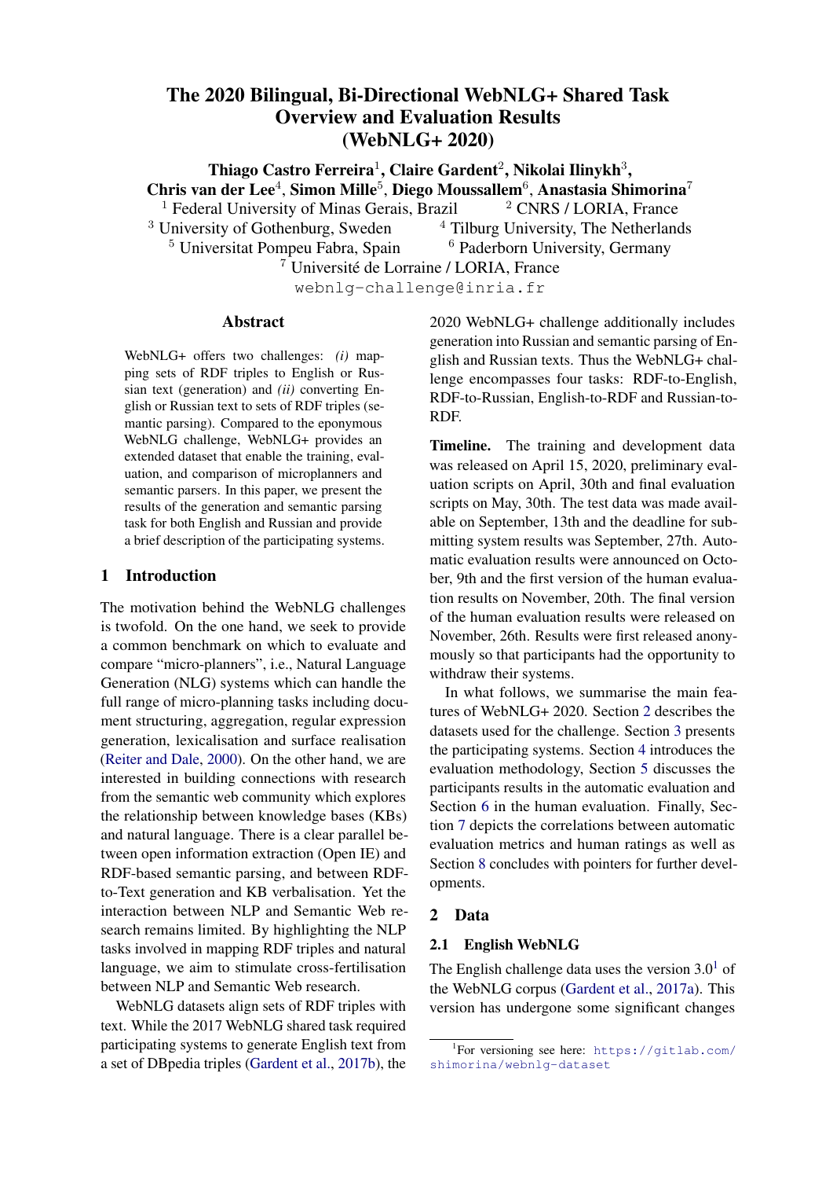# The 2020 Bilingual, Bi-Directional WebNLG+ Shared Task Overview and Evaluation Results (WebNLG+ 2020)

**Thiago Castro Ferreira**[1], **Claire Gardent**[2], **Nikolai Ilinykh**[3], **Chris van der Lee**[4], **Simon Mille**[5], **Diego Moussallem**[6], **Anastasia Shimorina**[7]

[1] Federal University of Minas Gerais, Brazil [2] CNRS / LORIA, France
[3] University of Gothenburg, Sweden [4] Tilburg University, The Netherlands
[5] Universitat Pompeu Fabra, Spain [6] Paderborn University, Germany
[7] Université de Lorraine / LORIA, France

webnlg-challenge@inria.fr

## Abstract

WebNLG+ offers two challenges: *(i)* mapping sets of RDF triples to English or Russian text (generation) and *(ii)* converting English or Russian text to sets of RDF triples (semantic parsing). Compared to the eponymous WebNLG challenge, WebNLG+ provides an extended dataset that enable the training, evaluation, and comparison of microplanners and semantic parsers. In this paper, we present the results of the generation and semantic parsing task for both English and Russian and provide a brief description of the participating systems.

## 1 Introduction

The motivation behind the WebNLG challenges is twofold. On the one hand, we seek to provide a common benchmark on which to evaluate and compare "micro-planners", i.e., Natural Language Generation (NLG) systems which can handle the full range of micro-planning tasks including document structuring, aggregation, regular expression generation, lexicalisation and surface realisation (Reiter and Dale, 2000). On the other hand, we are interested in building connections with research from the semantic web community which explores the relationship between knowledge bases (KBs) and natural language. There is a clear parallel between open information extraction (Open IE) and RDF-based semantic parsing, and between RDF-to-Text generation and KB verbalisation. Yet the interaction between NLP and Semantic Web research remains limited. By highlighting the NLP tasks involved in mapping RDF triples and natural language, we aim to stimulate cross-fertilisation between NLP and Semantic Web research.

WebNLG datasets align sets of RDF triples with text. While the 2017 WebNLG shared task required participating systems to generate English text from a set of DBpedia triples (Gardent et al., 2017b), the 2020 WebNLG+ challenge additionally includes generation into Russian and semantic parsing of English and Russian texts. Thus the WebNLG+ challenge encompasses four tasks: RDF-to-English, RDF-to-Russian, English-to-RDF and Russian-to-RDF.

**Timeline.** The training and development data was released on April 15, 2020, preliminary evaluation scripts on April, 30th and final evaluation scripts on May, 30th. The test data was made available on September, 13th and the deadline for submitting system results was September, 27th. Automatic evaluation results were announced on October, 9th and the first version of the human evaluation results on November, 20th. The final version of the human evaluation results were released on November, 26th. Results were first released anonymously so that participants had the opportunity to withdraw their systems.

In what follows, we summarise the main features of WebNLG+ 2020. Section 2 describes the datasets used for the challenge. Section 3 presents the participating systems. Section 4 introduces the evaluation methodology, Section 5 discusses the participants results in the automatic evaluation and Section 6 in the human evaluation. Finally, Section 7 depicts the correlations between automatic evaluation metrics and human ratings as well as Section 8 concludes with pointers for further developments.

## 2 Data

### 2.1 English WebNLG

The English challenge data uses the version 3.0[1] of the WebNLG corpus (Gardent et al., 2017a). This version has undergone some significant changes

[1] For versioning see here: https://gitlab.com/shimorina/webnlg-dataset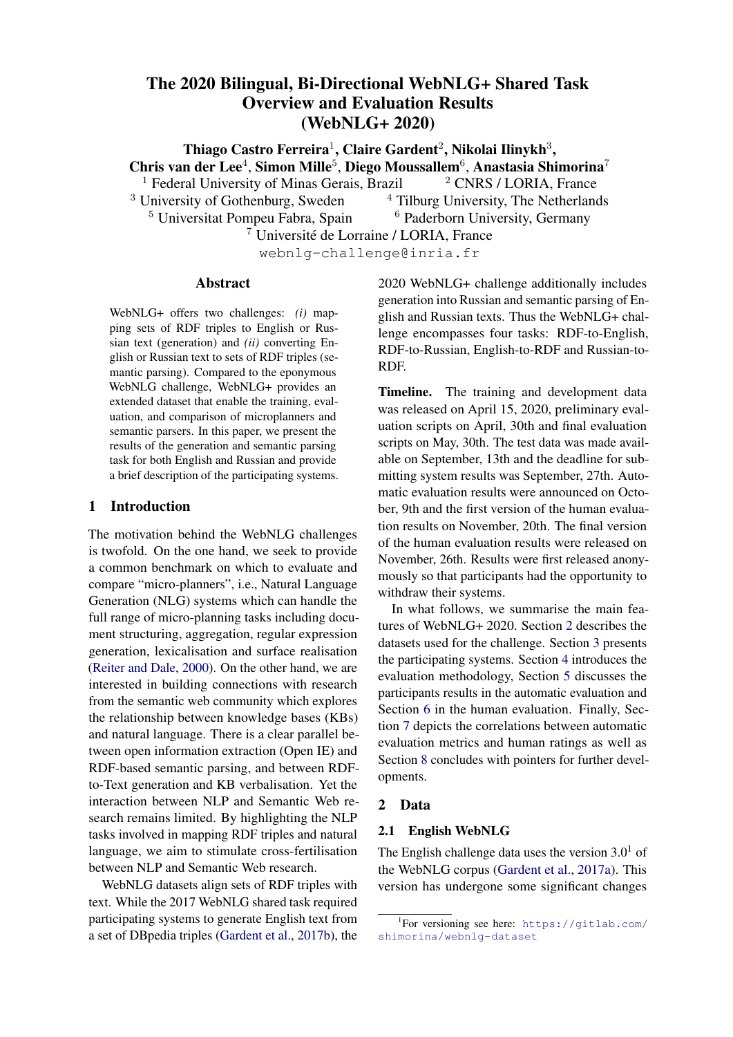# The 2020 Bilingual, Bi-Directional WebNLG+ Shared Task Overview and Evaluation Results (WebNLG+ 2020)

**Thiago Castro Ferreira**[1], **Claire Gardent**[2], **Nikolai Ilinykh**[3], **Chris van der Lee**[4], **Simon Mille**[5], **Diego Moussallem**[6], **Anastasia Shimorina**[7]

[1] Federal University of Minas Gerais, Brazil [2] CNRS / LORIA, France
[3] University of Gothenburg, Sweden [4] Tilburg University, The Netherlands
[5] Universitat Pompeu Fabra, Spain [6] Paderborn University, Germany
[7] Université de Lorraine / LORIA, France

webnlg-challenge@inria.fr

## Abstract

WebNLG+ offers two challenges: *(i)* mapping sets of RDF triples to English or Russian text (generation) and *(ii)* converting English or Russian text to sets of RDF triples (semantic parsing). Compared to the eponymous WebNLG challenge, WebNLG+ provides an extended dataset that enable the training, evaluation, and comparison of microplanners and semantic parsers. In this paper, we present the results of the generation and semantic parsing task for both English and Russian and provide a brief description of the participating systems.

## 1 Introduction

The motivation behind the WebNLG challenges is twofold. On the one hand, we seek to provide a common benchmark on which to evaluate and compare "micro-planners", i.e., Natural Language Generation (NLG) systems which can handle the full range of micro-planning tasks including document structuring, aggregation, regular expression generation, lexicalisation and surface realisation (Reiter and Dale, 2000). On the other hand, we are interested in building connections with research from the semantic web community which explores the relationship between knowledge bases (KBs) and natural language. There is a clear parallel between open information extraction (Open IE) and RDF-based semantic parsing, and between RDF-to-Text generation and KB verbalisation. Yet the interaction between NLP and Semantic Web research remains limited. By highlighting the NLP tasks involved in mapping RDF triples and natural language, we aim to stimulate cross-fertilisation between NLP and Semantic Web research.

WebNLG datasets align sets of RDF triples with text. While the 2017 WebNLG shared task required participating systems to generate English text from a set of DBpedia triples (Gardent et al., 2017b), the 2020 WebNLG+ challenge additionally includes generation into Russian and semantic parsing of English and Russian texts. Thus the WebNLG+ challenge encompasses four tasks: RDF-to-English, RDF-to-Russian, English-to-RDF and Russian-to-RDF.

**Timeline.** The training and development data was released on April 15, 2020, preliminary evaluation scripts on April, 30th and final evaluation scripts on May, 30th. The test data was made available on September, 13th and the deadline for submitting system results was September, 27th. Automatic evaluation results were announced on October, 9th and the first version of the human evaluation results on November, 20th. The final version of the human evaluation results were released on November, 26th. Results were first released anonymously so that participants had the opportunity to withdraw their systems.

In what follows, we summarise the main features of WebNLG+ 2020. Section 2 describes the datasets used for the challenge. Section 3 presents the participating systems. Section 4 introduces the evaluation methodology, Section 5 discusses the participants results in the automatic evaluation and Section 6 in the human evaluation. Finally, Section 7 depicts the correlations between automatic evaluation metrics and human ratings as well as Section 8 concludes with pointers for further developments.

## 2 Data

### 2.1 English WebNLG

The English challenge data uses the version 3.0[1] of the WebNLG corpus (Gardent et al., 2017a). This version has undergone some significant changes

[1] For versioning see here: https://gitlab.com/shimorina/webnlg-dataset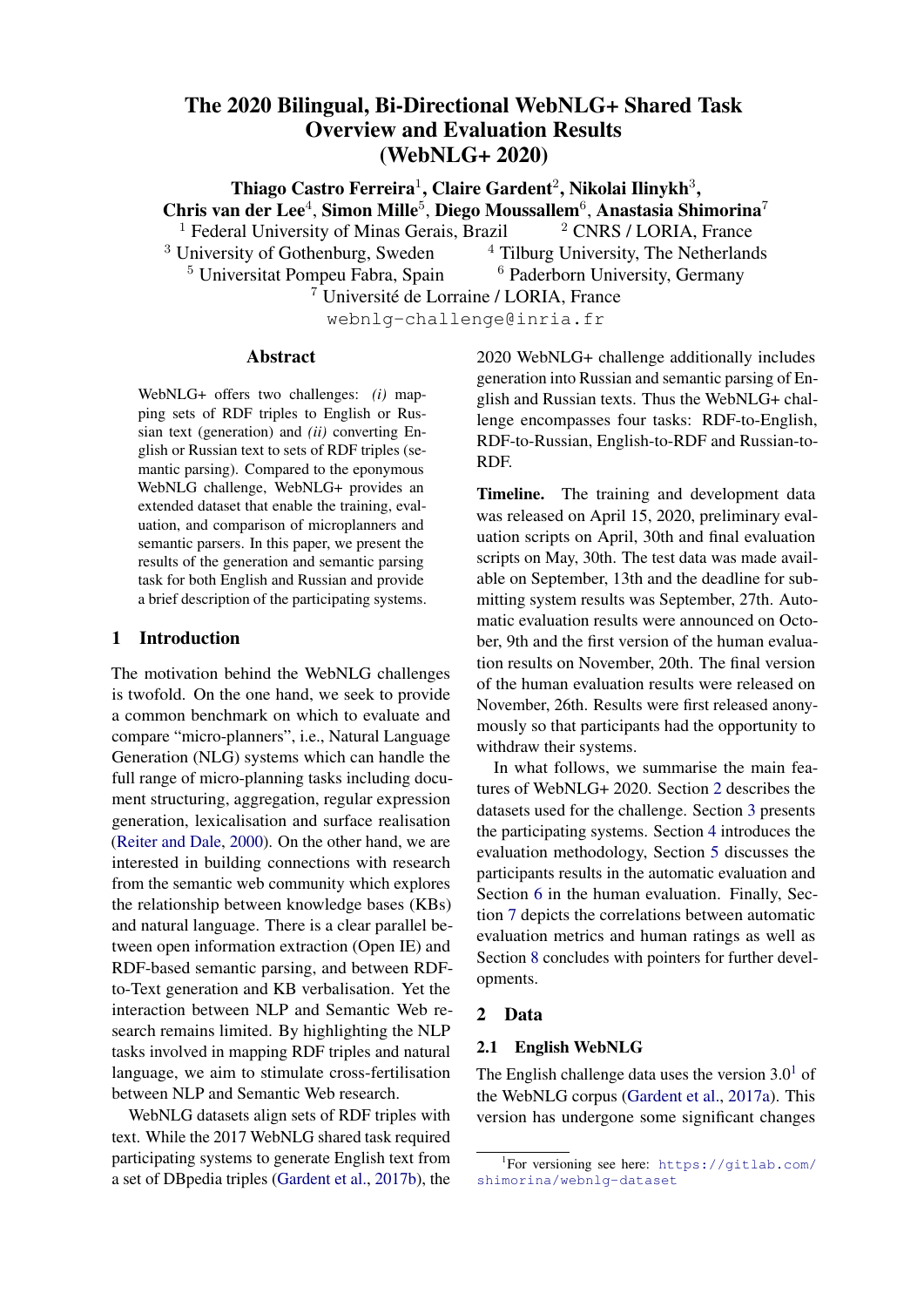# The 2020 Bilingual, Bi-Directional WebNLG+ Shared Task Overview and Evaluation Results (WebNLG+ 2020)

**Thiago Castro Ferreira**[1], **Claire Gardent**[2], **Nikolai Ilinykh**[3], **Chris van der Lee**[4], **Simon Mille**[5], **Diego Moussallem**[6], **Anastasia Shimorina**[7]

[1] Federal University of Minas Gerais, Brazil [2] CNRS / LORIA, France
[3] University of Gothenburg, Sweden [4] Tilburg University, The Netherlands
[5] Universitat Pompeu Fabra, Spain [6] Paderborn University, Germany
[7] Université de Lorraine / LORIA, France

webnlg-challenge@inria.fr

## Abstract

WebNLG+ offers two challenges: *(i)* mapping sets of RDF triples to English or Russian text (generation) and *(ii)* converting English or Russian text to sets of RDF triples (semantic parsing). Compared to the eponymous WebNLG challenge, WebNLG+ provides an extended dataset that enable the training, evaluation, and comparison of microplanners and semantic parsers. In this paper, we present the results of the generation and semantic parsing task for both English and Russian and provide a brief description of the participating systems.

## 1 Introduction

The motivation behind the WebNLG challenges is twofold. On the one hand, we seek to provide a common benchmark on which to evaluate and compare "micro-planners", i.e., Natural Language Generation (NLG) systems which can handle the full range of micro-planning tasks including document structuring, aggregation, regular expression generation, lexicalisation and surface realisation (Reiter and Dale, 2000). On the other hand, we are interested in building connections with research from the semantic web community which explores the relationship between knowledge bases (KBs) and natural language. There is a clear parallel between open information extraction (Open IE) and RDF-based semantic parsing, and between RDF-to-Text generation and KB verbalisation. Yet the interaction between NLP and Semantic Web research remains limited. By highlighting the NLP tasks involved in mapping RDF triples and natural language, we aim to stimulate cross-fertilisation between NLP and Semantic Web research.

WebNLG datasets align sets of RDF triples with text. While the 2017 WebNLG shared task required participating systems to generate English text from a set of DBpedia triples (Gardent et al., 2017b), the 2020 WebNLG+ challenge additionally includes generation into Russian and semantic parsing of English and Russian texts. Thus the WebNLG+ challenge encompasses four tasks: RDF-to-English, RDF-to-Russian, English-to-RDF and Russian-to-RDF.

**Timeline.** The training and development data was released on April 15, 2020, preliminary evaluation scripts on April, 30th and final evaluation scripts on May, 30th. The test data was made available on September, 13th and the deadline for submitting system results was September, 27th. Automatic evaluation results were announced on October, 9th and the first version of the human evaluation results on November, 20th. The final version of the human evaluation results were released on November, 26th. Results were first released anonymously so that participants had the opportunity to withdraw their systems.

In what follows, we summarise the main features of WebNLG+ 2020. Section 2 describes the datasets used for the challenge. Section 3 presents the participating systems. Section 4 introduces the evaluation methodology, Section 5 discusses the participants results in the automatic evaluation and Section 6 in the human evaluation. Finally, Section 7 depicts the correlations between automatic evaluation metrics and human ratings as well as Section 8 concludes with pointers for further developments.

## 2 Data

### 2.1 English WebNLG

The English challenge data uses the version 3.0[1] of the WebNLG corpus (Gardent et al., 2017a). This version has undergone some significant changes

[1] For versioning see here: https://gitlab.com/shimorina/webnlg-dataset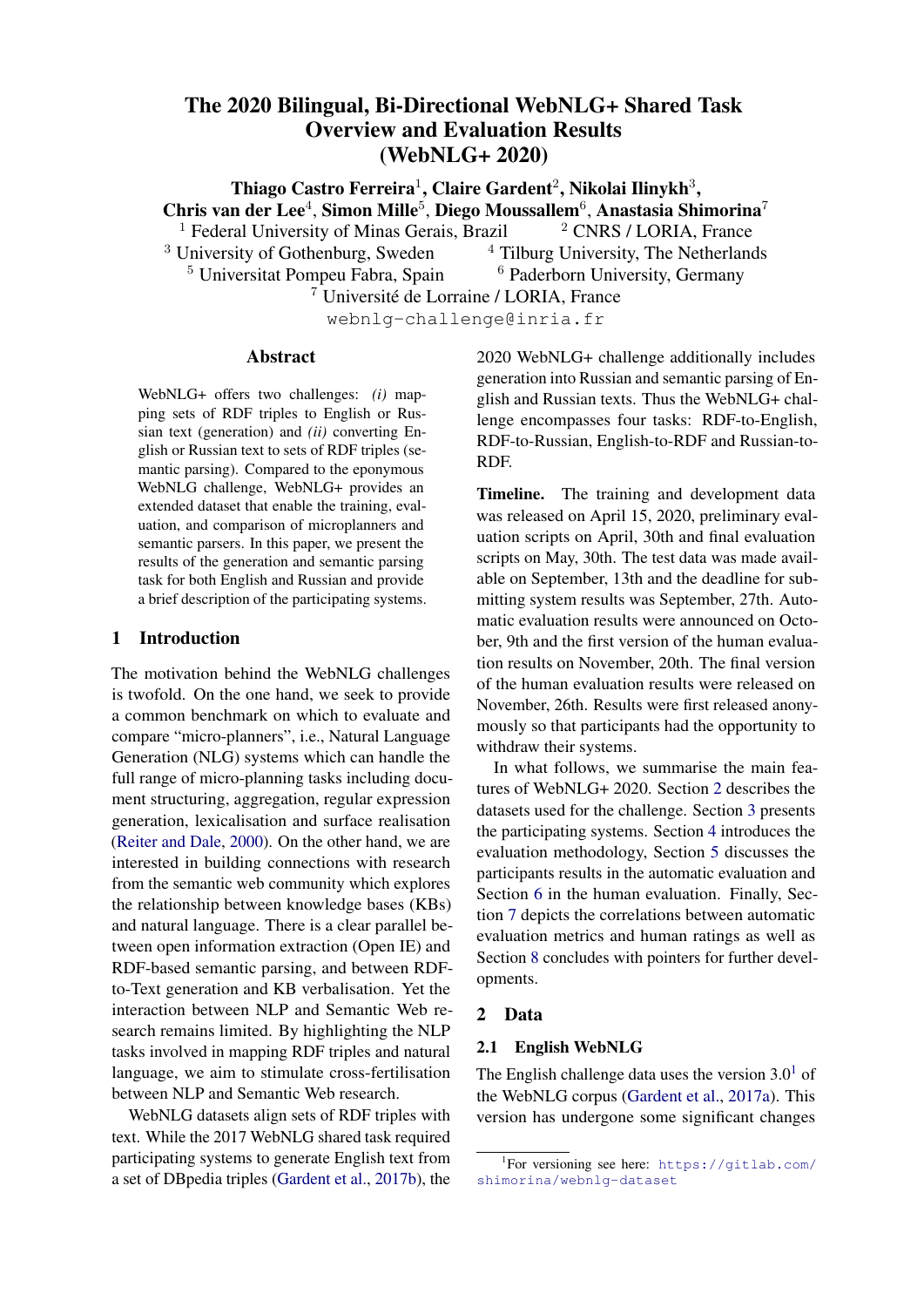# The 2020 Bilingual, Bi-Directional WebNLG+ Shared Task Overview and Evaluation Results (WebNLG+ 2020)

**Thiago Castro Ferreira**[1], **Claire Gardent**[2], **Nikolai Ilinykh**[3], **Chris van der Lee**[4], **Simon Mille**[5], **Diego Moussallem**[6], **Anastasia Shimorina**[7]

[1] Federal University of Minas Gerais, Brazil [2] CNRS / LORIA, France
[3] University of Gothenburg, Sweden [4] Tilburg University, The Netherlands
[5] Universitat Pompeu Fabra, Spain [6] Paderborn University, Germany
[7] Université de Lorraine / LORIA, France

webnlg-challenge@inria.fr

## Abstract

WebNLG+ offers two challenges: *(i)* mapping sets of RDF triples to English or Russian text (generation) and *(ii)* converting English or Russian text to sets of RDF triples (semantic parsing). Compared to the eponymous WebNLG challenge, WebNLG+ provides an extended dataset that enable the training, evaluation, and comparison of microplanners and semantic parsers. In this paper, we present the results of the generation and semantic parsing task for both English and Russian and provide a brief description of the participating systems.

## 1 Introduction

The motivation behind the WebNLG challenges is twofold. On the one hand, we seek to provide a common benchmark on which to evaluate and compare "micro-planners", i.e., Natural Language Generation (NLG) systems which can handle the full range of micro-planning tasks including document structuring, aggregation, regular expression generation, lexicalisation and surface realisation (Reiter and Dale, 2000). On the other hand, we are interested in building connections with research from the semantic web community which explores the relationship between knowledge bases (KBs) and natural language. There is a clear parallel between open information extraction (Open IE) and RDF-based semantic parsing, and between RDF-to-Text generation and KB verbalisation. Yet the interaction between NLP and Semantic Web research remains limited. By highlighting the NLP tasks involved in mapping RDF triples and natural language, we aim to stimulate cross-fertilisation between NLP and Semantic Web research.

WebNLG datasets align sets of RDF triples with text. While the 2017 WebNLG shared task required participating systems to generate English text from a set of DBpedia triples (Gardent et al., 2017b), the 2020 WebNLG+ challenge additionally includes generation into Russian and semantic parsing of English and Russian texts. Thus the WebNLG+ challenge encompasses four tasks: RDF-to-English, RDF-to-Russian, English-to-RDF and Russian-to-RDF.

**Timeline.** The training and development data was released on April 15, 2020, preliminary evaluation scripts on April, 30th and final evaluation scripts on May, 30th. The test data was made available on September, 13th and the deadline for submitting system results was September, 27th. Automatic evaluation results were announced on October, 9th and the first version of the human evaluation results on November, 20th. The final version of the human evaluation results were released on November, 26th. Results were first released anonymously so that participants had the opportunity to withdraw their systems.

In what follows, we summarise the main features of WebNLG+ 2020. Section 2 describes the datasets used for the challenge. Section 3 presents the participating systems. Section 4 introduces the evaluation methodology, Section 5 discusses the participants results in the automatic evaluation and Section 6 in the human evaluation. Finally, Section 7 depicts the correlations between automatic evaluation metrics and human ratings as well as Section 8 concludes with pointers for further developments.

## 2 Data

### 2.1 English WebNLG

The English challenge data uses the version 3.0[1] of the WebNLG corpus (Gardent et al., 2017a). This version has undergone some significant changes

[1] For versioning see here: https://gitlab.com/shimorina/webnlg-dataset